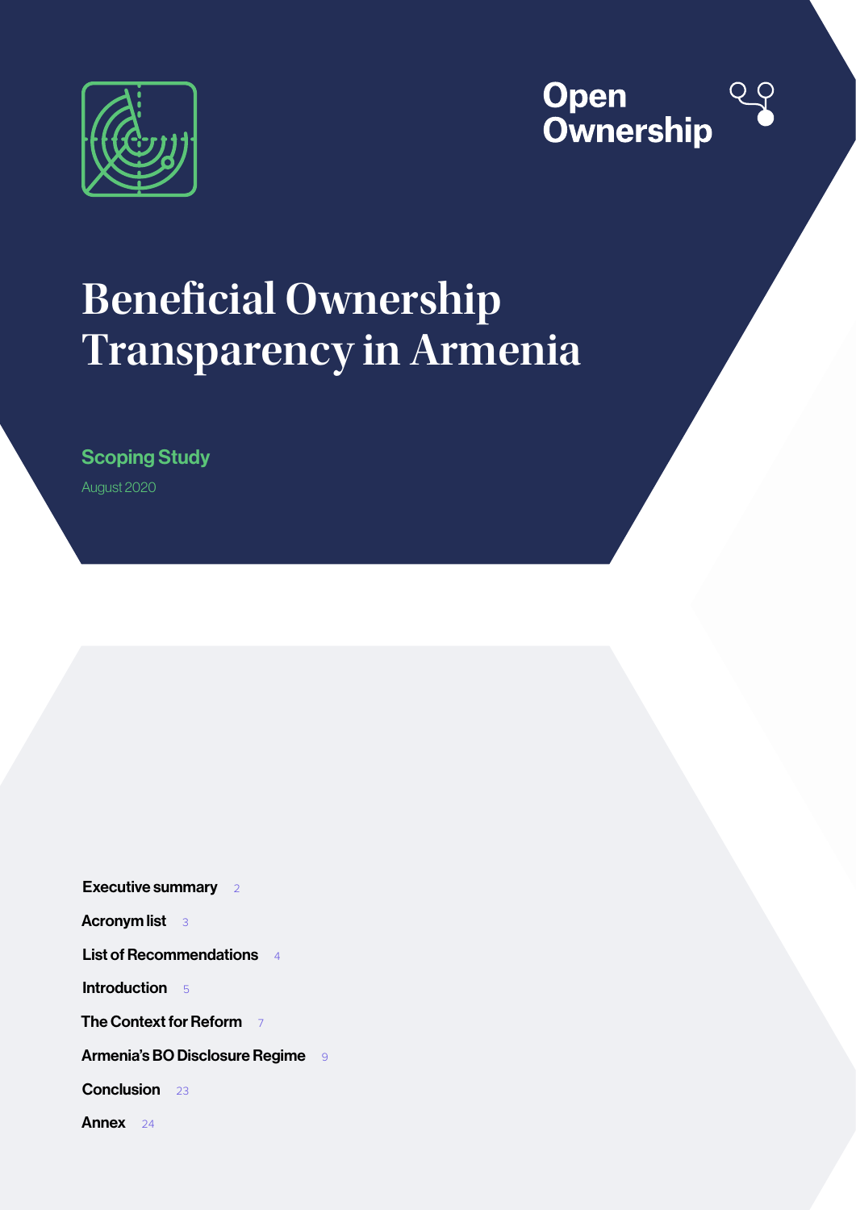Open Ownership

# Beneficial Ownership Transparency in Armenia

## Scoping Study

August 2020

- Executive summary 2
- Acronym list 3
- List of Recommendations 4
- Introduction 5
- The Context for Reform 7
- Armenia's BO Disclosure Regime 9
- Conclusion 23
- Annex 24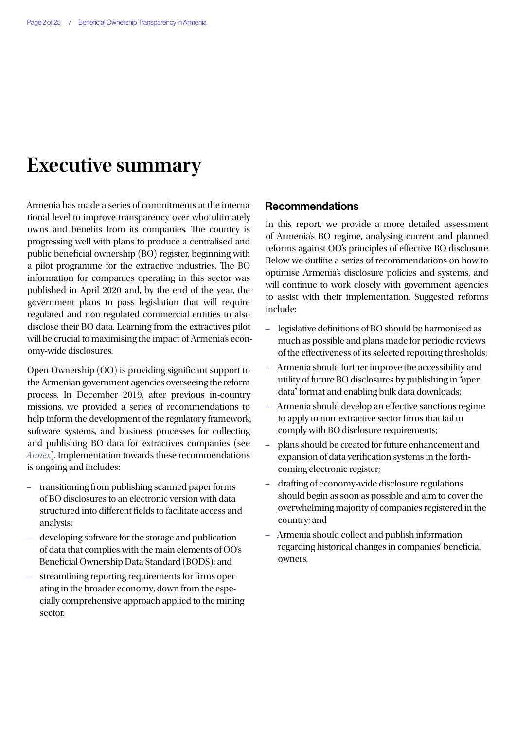# Executive summary

Armenia has made a series of commitments at the international level to improve transparency over who ultimately owns and benefits from its companies. The country is progressing well with plans to produce a centralised and public beneficial ownership (BO) register, beginning with a pilot programme for the extractive industries. The BO information for companies operating in this sector was published in April 2020 and, by the end of the year, the government plans to pass legislation that will require regulated and non-regulated commercial entities to also disclose their BO data. Learning from the extractives pilot will be crucial to maximising the impact of Armenia's economy-wide disclosures.

Open Ownership (OO) is providing significant support to the Armenian government agencies overseeing the reform process. In December 2019, after previous in-country missions, we provided a series of recommendations to help inform the development of the regulatory framework, software systems, and business processes for collecting and publishing BO data for extractives companies (see *Annex*). Implementation towards these recommendations is ongoing and includes:

- transitioning from publishing scanned paper forms of BO disclosures to an electronic version with data structured into different fields to facilitate access and analysis;
- developing software for the storage and publication of data that complies with the main elements of OO's Beneficial Ownership Data Standard (BODS); and
- streamlining reporting requirements for firms operating in the broader economy, down from the especially comprehensive approach applied to the mining sector.

## Recommendations

In this report, we provide a more detailed assessment of Armenia's BO regime, analysing current and planned reforms against OO's principles of effective BO disclosure. Below we outline a series of recommendations on how to optimise Armenia's disclosure policies and systems, and will continue to work closely with government agencies to assist with their implementation. Suggested reforms include:

- legislative definitions of BO should be harmonised as much as possible and plans made for periodic reviews of the effectiveness of its selected reporting thresholds;
- Armenia should further improve the accessibility and utility of future BO disclosures by publishing in "open data" format and enabling bulk data downloads;
- Armenia should develop an effective sanctions regime to apply to non-extractive sector firms that fail to comply with BO disclosure requirements;
- plans should be created for future enhancement and expansion of data verification systems in the forthcoming electronic register;
- drafting of economy-wide disclosure regulations should begin as soon as possible and aim to cover the overwhelming majority of companies registered in the country; and
- Armenia should collect and publish information regarding historical changes in companies' beneficial owners.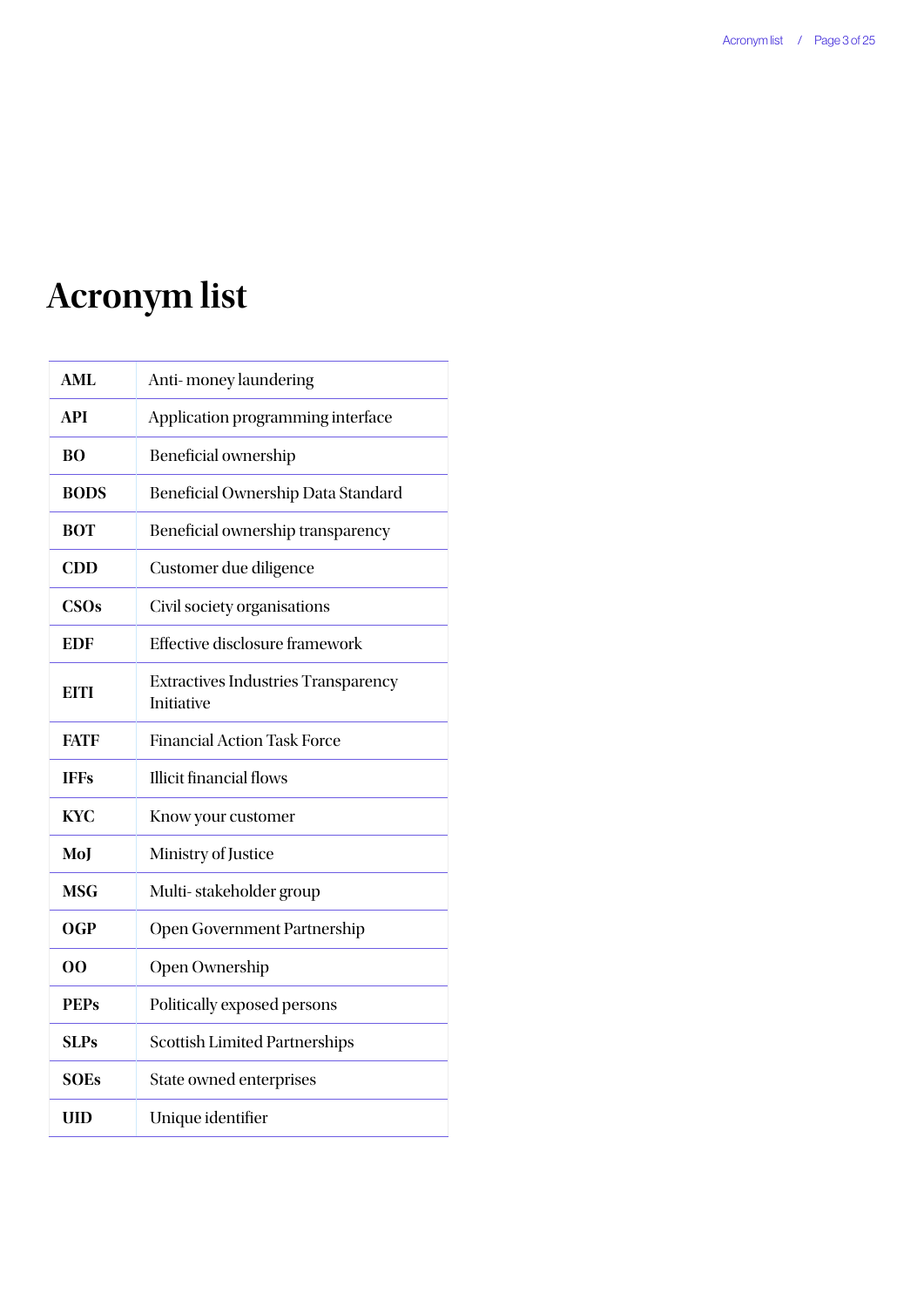# Acronym list

| | |
|---|---|
| **AML** | Anti- money laundering |
| **API** | Application programming interface |
| **BO** | Beneficial ownership |
| **BODS** | Beneficial Ownership Data Standard |
| **BOT** | Beneficial ownership transparency |
| **CDD** | Customer due diligence |
| **CSOs** | Civil society organisations |
| **EDF** | Effective disclosure framework |
| **EITI** | Extractives Industries Transparency Initiative |
| **FATF** | Financial Action Task Force |
| **IFFs** | Illicit financial flows |
| **KYC** | Know your customer |
| **MoJ** | Ministry of Justice |
| **MSG** | Multi- stakeholder group |
| **OGP** | Open Government Partnership |
| **OO** | Open Ownership |
| **PEPs** | Politically exposed persons |
| **SLPs** | Scottish Limited Partnerships |
| **SOEs** | State owned enterprises |
| **UID** | Unique identifier |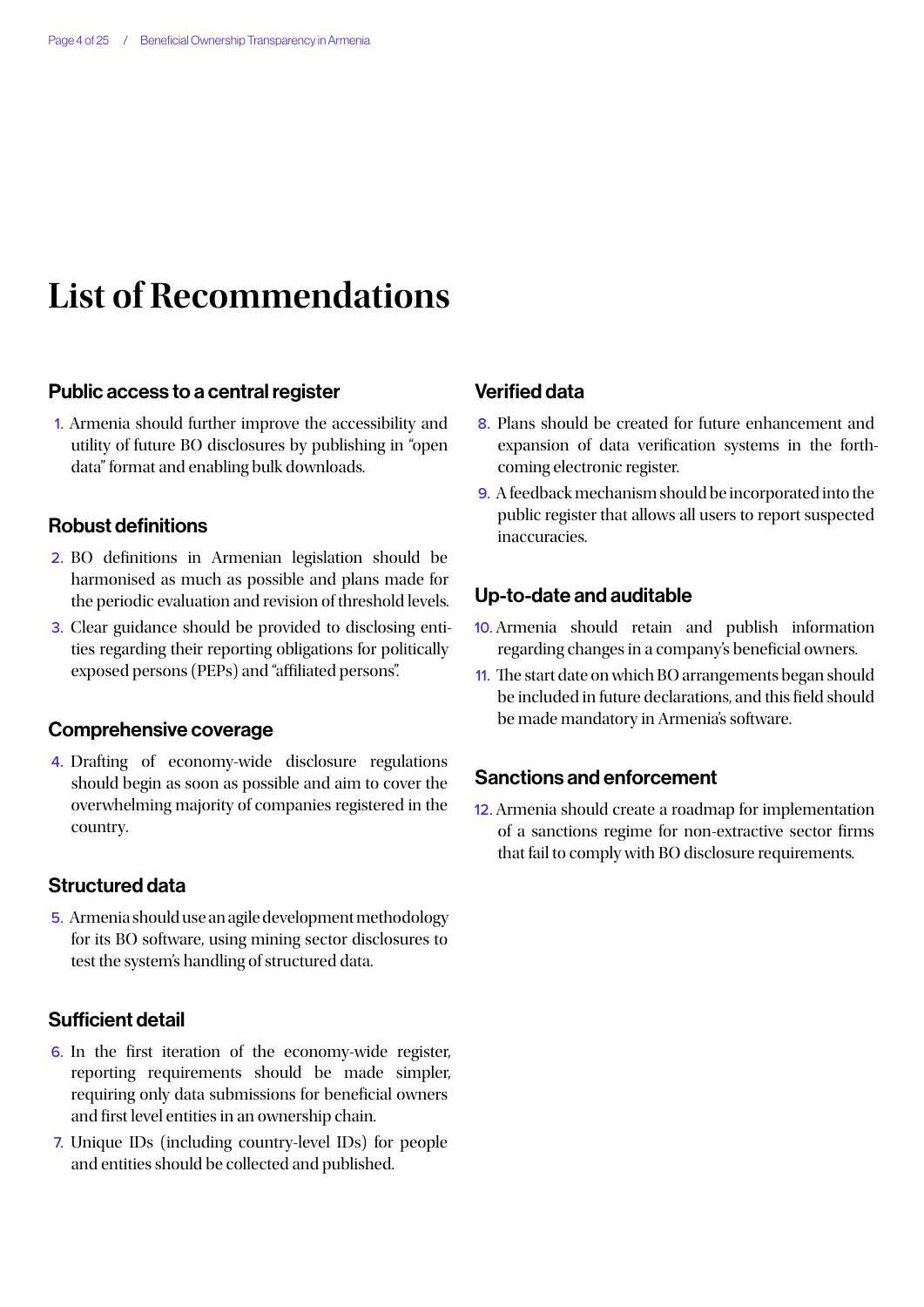# List of Recommendations

### Public access to a central register

1. Armenia should further improve the accessibility and utility of future BO disclosures by publishing in "open data" format and enabling bulk downloads.

### Robust definitions

2. BO definitions in Armenian legislation should be harmonised as much as possible and plans made for the periodic evaluation and revision of threshold levels.
3. Clear guidance should be provided to disclosing entities regarding their reporting obligations for politically exposed persons (PEPs) and "affiliated persons".

### Comprehensive coverage

4. Drafting of economy-wide disclosure regulations should begin as soon as possible and aim to cover the overwhelming majority of companies registered in the country.

### Structured data

5. Armenia should use an agile development methodology for its BO software, using mining sector disclosures to test the system's handling of structured data.

### Sufficient detail

6. In the first iteration of the economy-wide register, reporting requirements should be made simpler, requiring only data submissions for beneficial owners and first level entities in an ownership chain.
7. Unique IDs (including country-level IDs) for people and entities should be collected and published.

### Verified data

8. Plans should be created for future enhancement and expansion of data verification systems in the forthcoming electronic register.
9. A feedback mechanism should be incorporated into the public register that allows all users to report suspected inaccuracies.

### Up-to-date and auditable

10. Armenia should retain and publish information regarding changes in a company's beneficial owners.
11. The start date on which BO arrangements began should be included in future declarations, and this field should be made mandatory in Armenia's software.

### Sanctions and enforcement

12. Armenia should create a roadmap for implementation of a sanctions regime for non-extractive sector firms that fail to comply with BO disclosure requirements.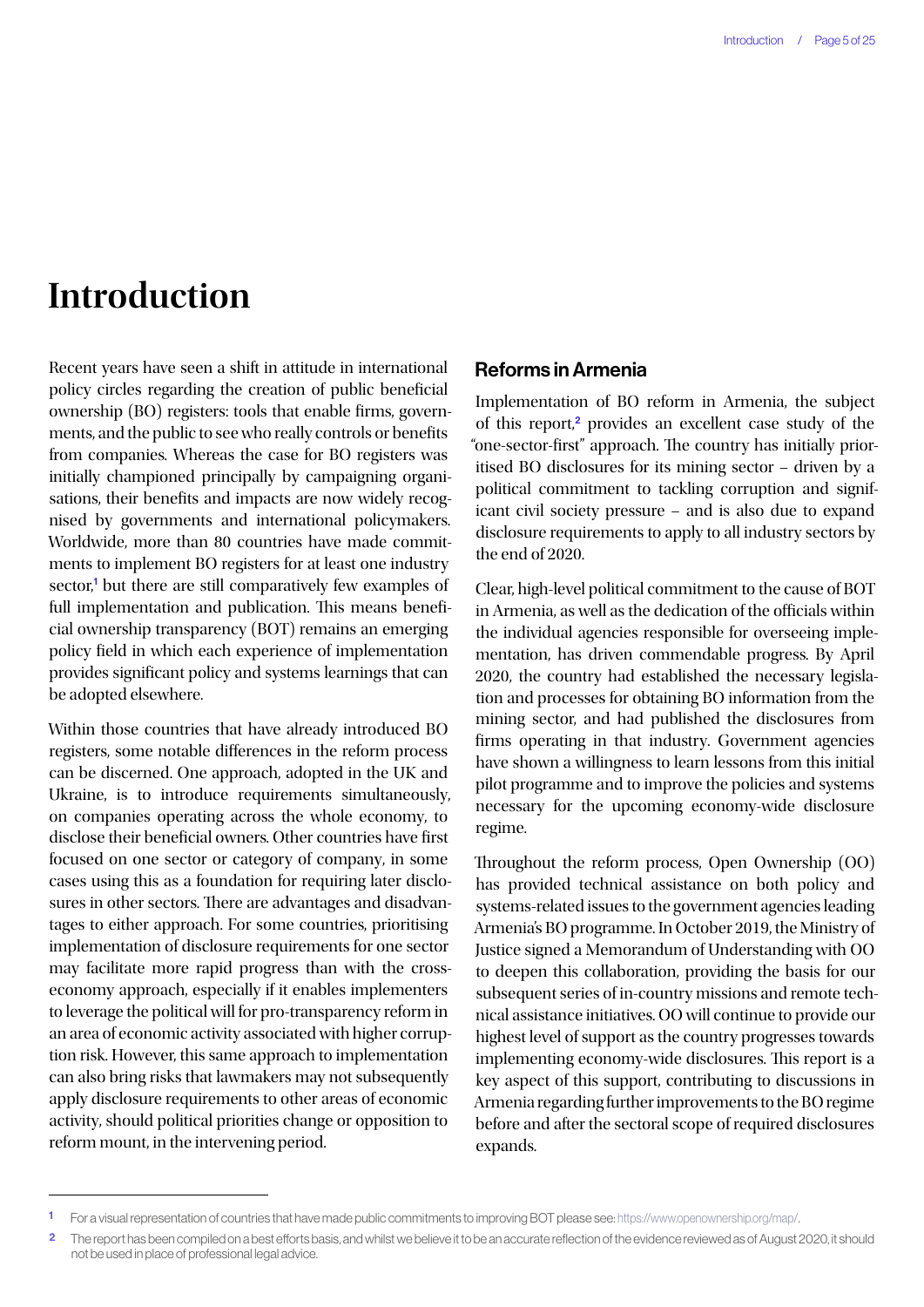# Introduction

Recent years have seen a shift in attitude in international policy circles regarding the creation of public beneficial ownership (BO) registers: tools that enable firms, governments, and the public to see who really controls or benefits from companies. Whereas the case for BO registers was initially championed principally by campaigning organisations, their benefits and impacts are now widely recognised by governments and international policymakers. Worldwide, more than 80 countries have made commitments to implement BO registers for at least one industry sector,[1] but there are still comparatively few examples of full implementation and publication. This means beneficial ownership transparency (BOT) remains an emerging policy field in which each experience of implementation provides significant policy and systems learnings that can be adopted elsewhere.

Within those countries that have already introduced BO registers, some notable differences in the reform process can be discerned. One approach, adopted in the UK and Ukraine, is to introduce requirements simultaneously, on companies operating across the whole economy, to disclose their beneficial owners. Other countries have first focused on one sector or category of company, in some cases using this as a foundation for requiring later disclosures in other sectors. There are advantages and disadvantages to either approach. For some countries, prioritising implementation of disclosure requirements for one sector may facilitate more rapid progress than with the cross-economy approach, especially if it enables implementers to leverage the political will for pro-transparency reform in an area of economic activity associated with higher corruption risk. However, this same approach to implementation can also bring risks that lawmakers may not subsequently apply disclosure requirements to other areas of economic activity, should political priorities change or opposition to reform mount, in the intervening period.

## Reforms in Armenia

Implementation of BO reform in Armenia, the subject of this report,[2] provides an excellent case study of the "one-sector-first" approach. The country has initially prioritised BO disclosures for its mining sector – driven by a political commitment to tackling corruption and significant civil society pressure – and is also due to expand disclosure requirements to apply to all industry sectors by the end of 2020.

Clear, high-level political commitment to the cause of BOT in Armenia, as well as the dedication of the officials within the individual agencies responsible for overseeing implementation, has driven commendable progress. By April 2020, the country had established the necessary legislation and processes for obtaining BO information from the mining sector, and had published the disclosures from firms operating in that industry. Government agencies have shown a willingness to learn lessons from this initial pilot programme and to improve the policies and systems necessary for the upcoming economy-wide disclosure regime.

Throughout the reform process, Open Ownership (OO) has provided technical assistance on both policy and systems-related issues to the government agencies leading Armenia's BO programme. In October 2019, the Ministry of Justice signed a Memorandum of Understanding with OO to deepen this collaboration, providing the basis for our subsequent series of in-country missions and remote technical assistance initiatives. OO will continue to provide our highest level of support as the country progresses towards implementing economy-wide disclosures. This report is a key aspect of this support, contributing to discussions in Armenia regarding further improvements to the BO regime before and after the sectoral scope of required disclosures expands.

---

[1] For a visual representation of countries that have made public commitments to improving BOT please see: https://www.openownership.org/map/.

[2] The report has been compiled on a best efforts basis, and whilst we believe it to be an accurate reflection of the evidence reviewed as of August 2020, it should not be used in place of professional legal advice.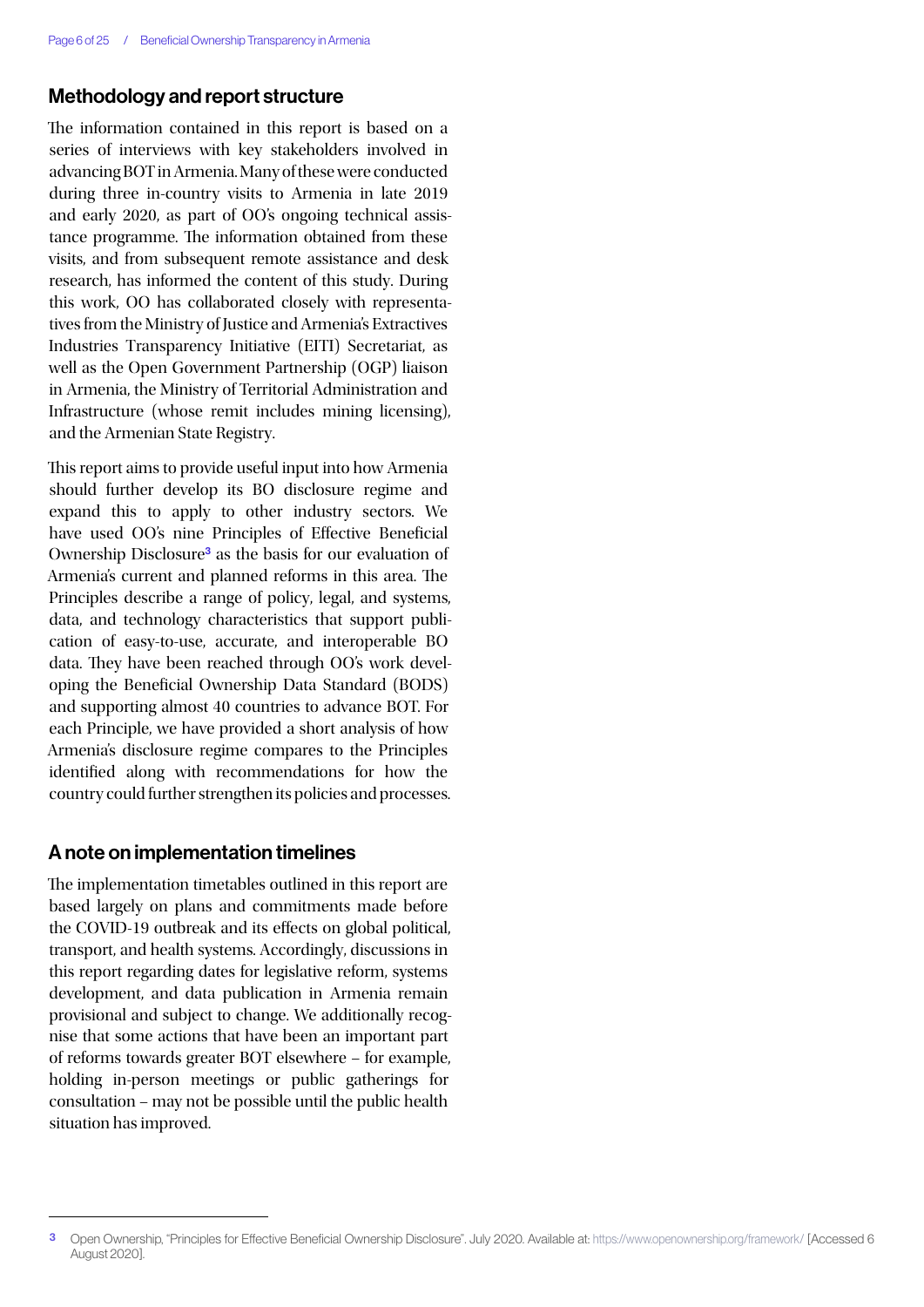## Methodology and report structure

The information contained in this report is based on a series of interviews with key stakeholders involved in advancing BOT in Armenia. Many of these were conducted during three in-country visits to Armenia in late 2019 and early 2020, as part of OO's ongoing technical assistance programme. The information obtained from these visits, and from subsequent remote assistance and desk research, has informed the content of this study. During this work, OO has collaborated closely with representatives from the Ministry of Justice and Armenia's Extractives Industries Transparency Initiative (EITI) Secretariat, as well as the Open Government Partnership (OGP) liaison in Armenia, the Ministry of Territorial Administration and Infrastructure (whose remit includes mining licensing), and the Armenian State Registry.

This report aims to provide useful input into how Armenia should further develop its BO disclosure regime and expand this to apply to other industry sectors. We have used OO's nine Principles of Effective Beneficial Ownership Disclosure[3] as the basis for our evaluation of Armenia's current and planned reforms in this area. The Principles describe a range of policy, legal, and systems, data, and technology characteristics that support publication of easy-to-use, accurate, and interoperable BO data. They have been reached through OO's work developing the Beneficial Ownership Data Standard (BODS) and supporting almost 40 countries to advance BOT. For each Principle, we have provided a short analysis of how Armenia's disclosure regime compares to the Principles identified along with recommendations for how the country could further strengthen its policies and processes.

## A note on implementation timelines

The implementation timetables outlined in this report are based largely on plans and commitments made before the COVID-19 outbreak and its effects on global political, transport, and health systems. Accordingly, discussions in this report regarding dates for legislative reform, systems development, and data publication in Armenia remain provisional and subject to change. We additionally recognise that some actions that have been an important part of reforms towards greater BOT elsewhere – for example, holding in-person meetings or public gatherings for consultation – may not be possible until the public health situation has improved.

---

[3] Open Ownership, "Principles for Effective Beneficial Ownership Disclosure". July 2020. Available at: https://www.openownership.org/framework/ [Accessed 6 August 2020].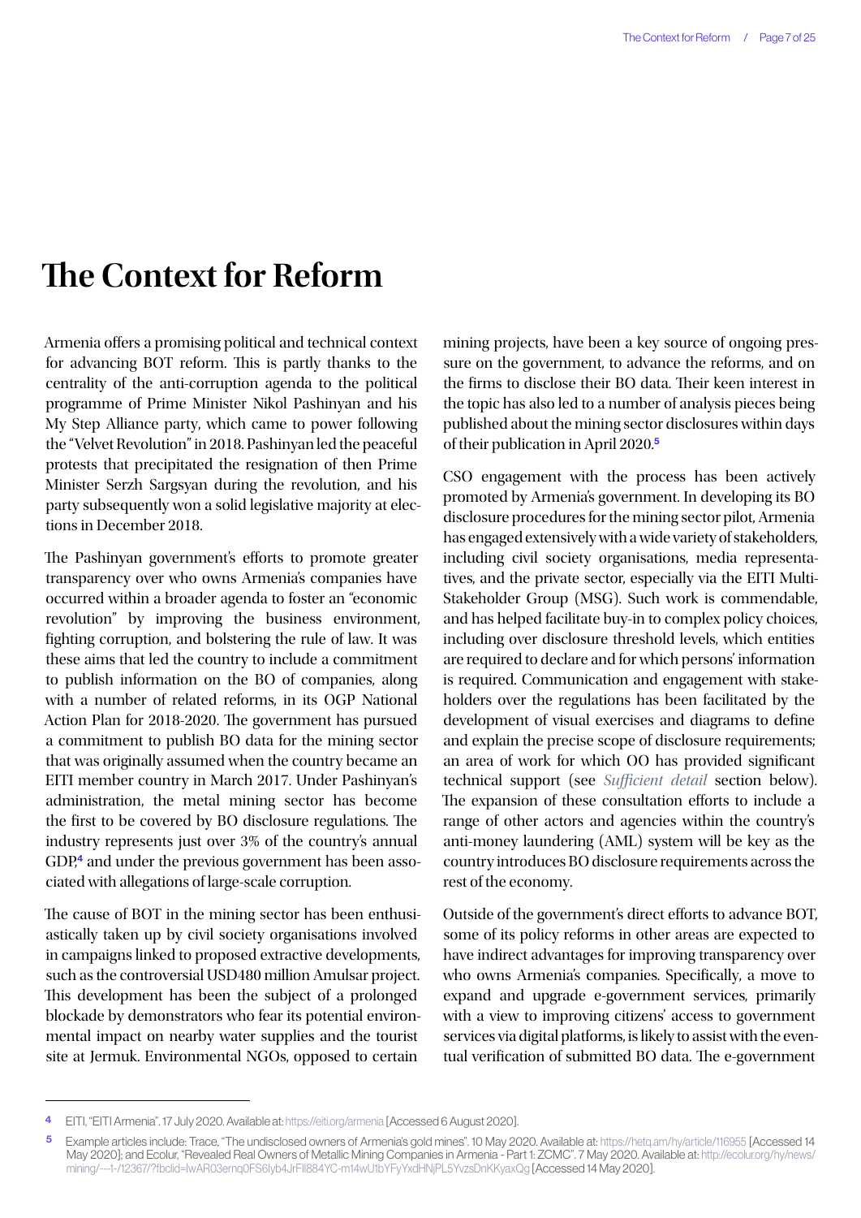# The Context for Reform

Armenia offers a promising political and technical context for advancing BOT reform. This is partly thanks to the centrality of the anti-corruption agenda to the political programme of Prime Minister Nikol Pashinyan and his My Step Alliance party, which came to power following the "Velvet Revolution" in 2018. Pashinyan led the peaceful protests that precipitated the resignation of then Prime Minister Serzh Sargsyan during the revolution, and his party subsequently won a solid legislative majority at elections in December 2018.

The Pashinyan government's efforts to promote greater transparency over who owns Armenia's companies have occurred within a broader agenda to foster an "economic revolution" by improving the business environment, fighting corruption, and bolstering the rule of law. It was these aims that led the country to include a commitment to publish information on the BO of companies, along with a number of related reforms, in its OGP National Action Plan for 2018-2020. The government has pursued a commitment to publish BO data for the mining sector that was originally assumed when the country became an EITI member country in March 2017. Under Pashinyan's administration, the metal mining sector has become the first to be covered by BO disclosure regulations. The industry represents just over 3% of the country's annual GDP,[4] and under the previous government has been associated with allegations of large-scale corruption.

The cause of BOT in the mining sector has been enthusiastically taken up by civil society organisations involved in campaigns linked to proposed extractive developments, such as the controversial USD480 million Amulsar project. This development has been the subject of a prolonged blockade by demonstrators who fear its potential environmental impact on nearby water supplies and the tourist site at Jermuk. Environmental NGOs, opposed to certain mining projects, have been a key source of ongoing pressure on the government, to advance the reforms, and on the firms to disclose their BO data. Their keen interest in the topic has also led to a number of analysis pieces being published about the mining sector disclosures within days of their publication in April 2020.[5]

CSO engagement with the process has been actively promoted by Armenia's government. In developing its BO disclosure procedures for the mining sector pilot, Armenia has engaged extensively with a wide variety of stakeholders, including civil society organisations, media representatives, and the private sector, especially via the EITI Multi-Stakeholder Group (MSG). Such work is commendable, and has helped facilitate buy-in to complex policy choices, including over disclosure threshold levels, which entities are required to declare and for which persons' information is required. Communication and engagement with stakeholders over the regulations has been facilitated by the development of visual exercises and diagrams to define and explain the precise scope of disclosure requirements; an area of work for which OO has provided significant technical support (see *Sufficient detail* section below). The expansion of these consultation efforts to include a range of other actors and agencies within the country's anti-money laundering (AML) system will be key as the country introduces BO disclosure requirements across the rest of the economy.

Outside of the government's direct efforts to advance BOT, some of its policy reforms in other areas are expected to have indirect advantages for improving transparency over who owns Armenia's companies. Specifically, a move to expand and upgrade e-government services, primarily with a view to improving citizens' access to government services via digital platforms, is likely to assist with the eventual verification of submitted BO data. The e-government

---

[4] EITI, "EITI Armenia". 17 July 2020. Available at: https://eiti.org/armenia [Accessed 6 August 2020].

[5] Example articles include: Trace, "The undisclosed owners of Armenia's gold mines". 10 May 2020. Available at: https://hetq.am/hy/article/116955 [Accessed 14 May 2020]; and Ecolur, "Revealed Real Owners of Metallic Mining Companies in Armenia - Part 1: ZCMC". 7 May 2020. Available at: http://ecolur.org/hy/news/mining/---1-/12367/?fbclid=IwAR03ernq0FS6lyb4JrFIl884YC-m14wU1bYFyYxdHNjPL5YvzsDnKKyaxQg [Accessed 14 May 2020].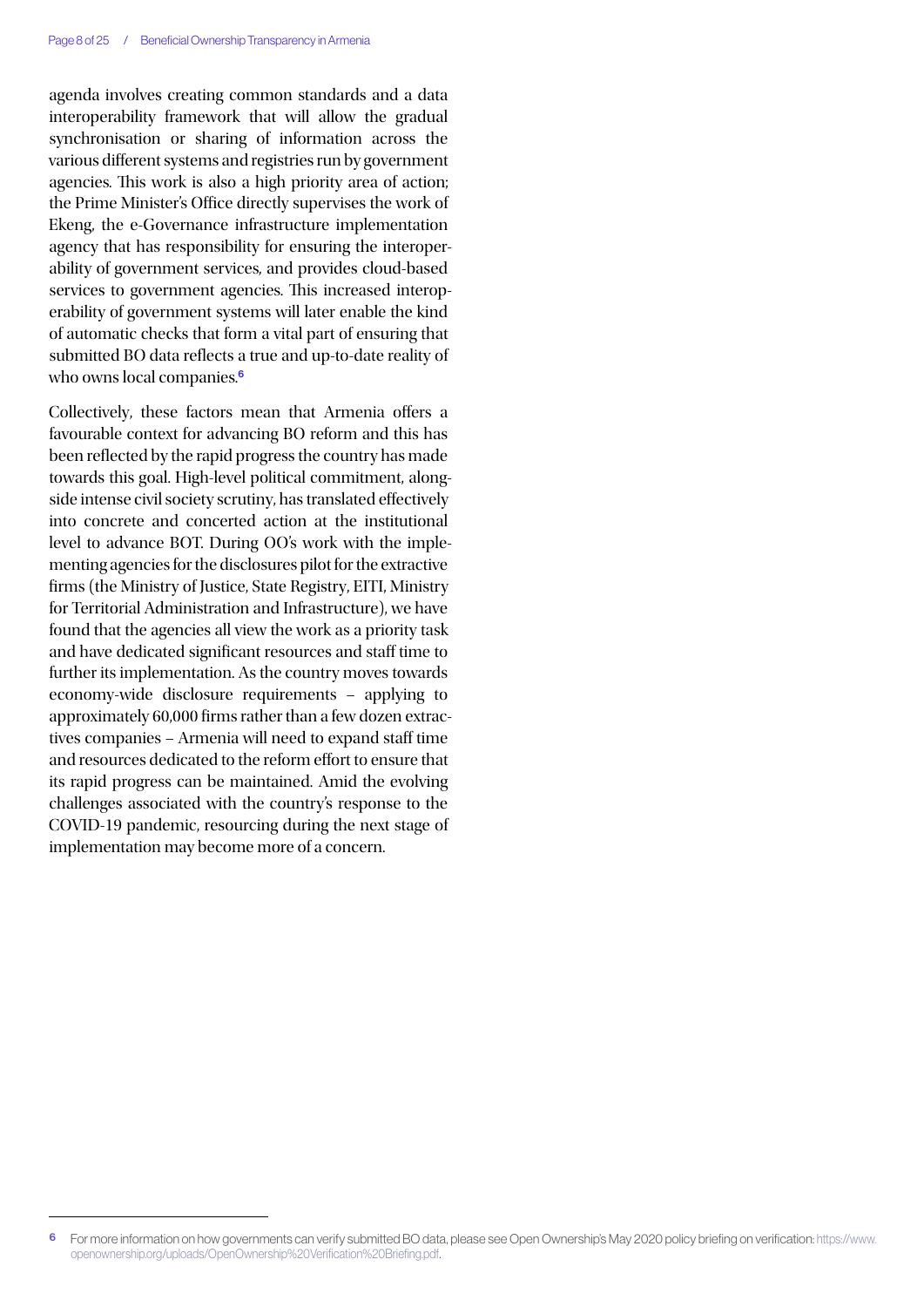agenda involves creating common standards and a data interoperability framework that will allow the gradual synchronisation or sharing of information across the various different systems and registries run by government agencies. This work is also a high priority area of action; the Prime Minister's Office directly supervises the work of Ekeng, the e-Governance infrastructure implementation agency that has responsibility for ensuring the interoperability of government services, and provides cloud-based services to government agencies. This increased interoperability of government systems will later enable the kind of automatic checks that form a vital part of ensuring that submitted BO data reflects a true and up-to-date reality of who owns local companies.[6]

Collectively, these factors mean that Armenia offers a favourable context for advancing BO reform and this has been reflected by the rapid progress the country has made towards this goal. High-level political commitment, alongside intense civil society scrutiny, has translated effectively into concrete and concerted action at the institutional level to advance BOT. During OO's work with the implementing agencies for the disclosures pilot for the extractive firms (the Ministry of Justice, State Registry, EITI, Ministry for Territorial Administration and Infrastructure), we have found that the agencies all view the work as a priority task and have dedicated significant resources and staff time to further its implementation. As the country moves towards economy-wide disclosure requirements – applying to approximately 60,000 firms rather than a few dozen extractives companies – Armenia will need to expand staff time and resources dedicated to the reform effort to ensure that its rapid progress can be maintained. Amid the evolving challenges associated with the country's response to the COVID-19 pandemic, resourcing during the next stage of implementation may become more of a concern.

---

[6] For more information on how governments can verify submitted BO data, please see Open Ownership's May 2020 policy briefing on verification: https://www.openownership.org/uploads/OpenOwnership%20Verification%20Briefing.pdf.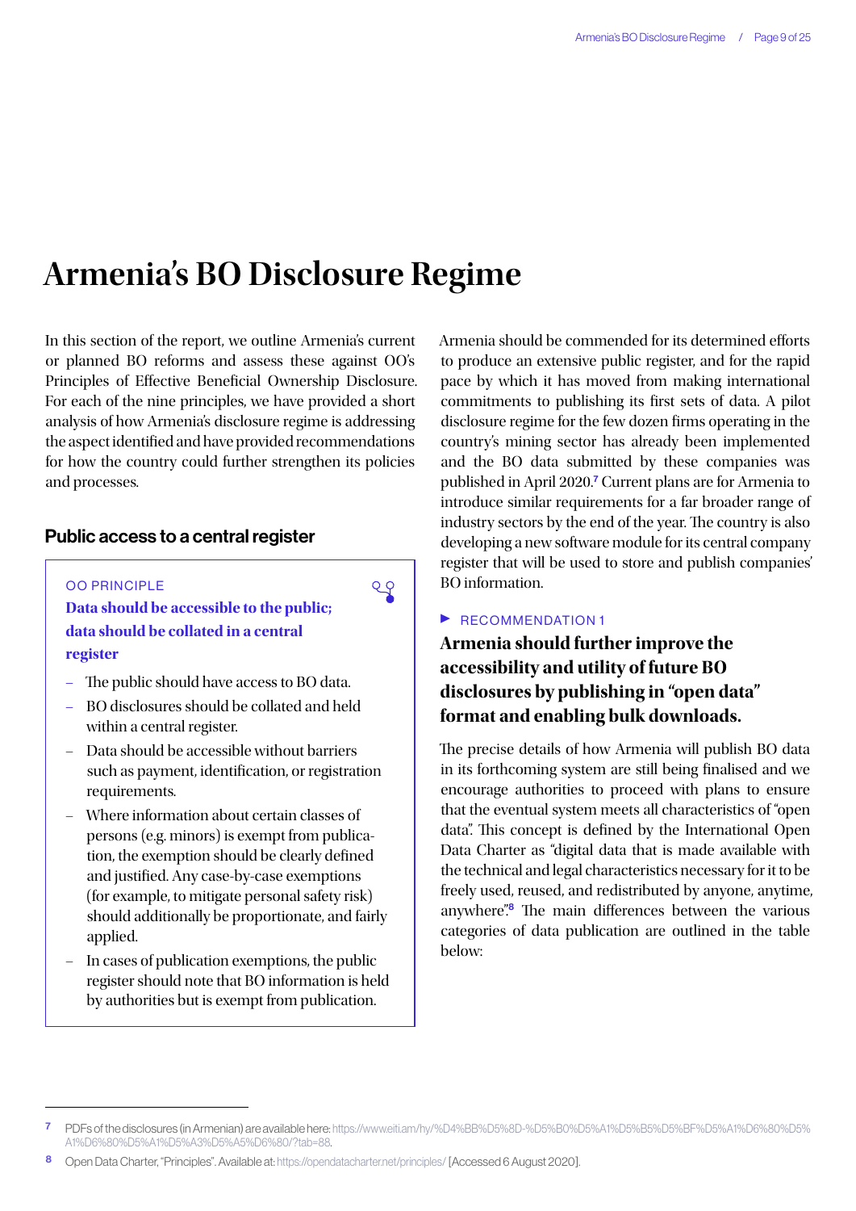# Armenia's BO Disclosure Regime

In this section of the report, we outline Armenia's current or planned BO reforms and assess these against OO's Principles of Effective Beneficial Ownership Disclosure. For each of the nine principles, we have provided a short analysis of how Armenia's disclosure regime is addressing the aspect identified and have provided recommendations for how the country could further strengthen its policies and processes.

## Public access to a central register

> OO PRINCIPLE
>
> **Data should be accessible to the public; data should be collated in a central register**
>
> - The public should have access to BO data.
> - BO disclosures should be collated and held within a central register.
> - Data should be accessible without barriers such as payment, identification, or registration requirements.
> - Where information about certain classes of persons (e.g. minors) is exempt from publication, the exemption should be clearly defined and justified. Any case-by-case exemptions (for example, to mitigate personal safety risk) should additionally be proportionate, and fairly applied.
> - In cases of publication exemptions, the public register should note that BO information is held by authorities but is exempt from publication.

Armenia should be commended for its determined efforts to produce an extensive public register, and for the rapid pace by which it has moved from making international commitments to publishing its first sets of data. A pilot disclosure regime for the few dozen firms operating in the country's mining sector has already been implemented and the BO data submitted by these companies was published in April 2020.[7] Current plans are for Armenia to introduce similar requirements for a far broader range of industry sectors by the end of the year. The country is also developing a new software module for its central company register that will be used to store and publish companies' BO information.

► RECOMMENDATION 1

### Armenia should further improve the accessibility and utility of future BO disclosures by publishing in "open data" format and enabling bulk downloads.

The precise details of how Armenia will publish BO data in its forthcoming system are still being finalised and we encourage authorities to proceed with plans to ensure that the eventual system meets all characteristics of "open data". This concept is defined by the International Open Data Charter as "digital data that is made available with the technical and legal characteristics necessary for it to be freely used, reused, and redistributed by anyone, anytime, anywhere".[8] The main differences between the various categories of data publication are outlined in the table below:

---

7 PDFs of the disclosures (in Armenian) are available here: https://www.eiti.am/hy/%D4%BB%D5%8D-%D5%B0%D5%A1%D5%B5%D5%BF%D5%A1%D6%80%D5%A1%D6%80%D5%A1%D5%A3%D5%A5%D6%80/?tab=88.

8 Open Data Charter, "Principles". Available at: https://opendatacharter.net/principles/ [Accessed 6 August 2020].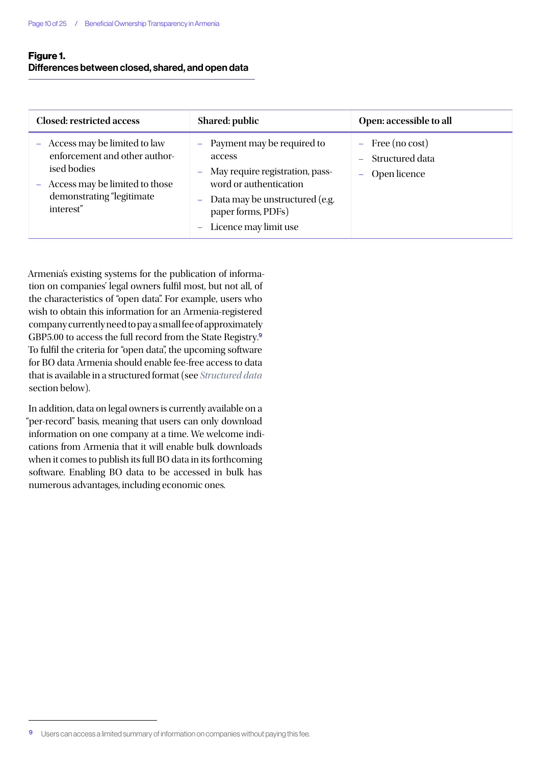**Figure 1.**
**Differences between closed, shared, and open data**

| Closed: restricted access | Shared: public | Open: accessible to all |
|---|---|---|
| – Access may be limited to law enforcement and other authorised bodies<br>– Access may be limited to those demonstrating "legitimate interest" | – Payment may be required to access<br>– May require registration, password or authentication<br>– Data may be unstructured (e.g. paper forms, PDFs)<br>– Licence may limit use | – Free (no cost)<br>– Structured data<br>– Open licence |

Armenia's existing systems for the publication of information on companies' legal owners fulfil most, but not all, of the characteristics of "open data". For example, users who wish to obtain this information for an Armenia-registered company currently need to pay a small fee of approximately GBP5.00 to access the full record from the State Registry.[9] To fulfil the criteria for "open data", the upcoming software for BO data Armenia should enable fee-free access to data that is available in a structured format (see *Structured data* section below).

In addition, data on legal owners is currently available on a "per-record" basis, meaning that users can only download information on one company at a time. We welcome indications from Armenia that it will enable bulk downloads when it comes to publish its full BO data in its forthcoming software. Enabling BO data to be accessed in bulk has numerous advantages, including economic ones.

[9] Users can access a limited summary of information on companies without paying this fee.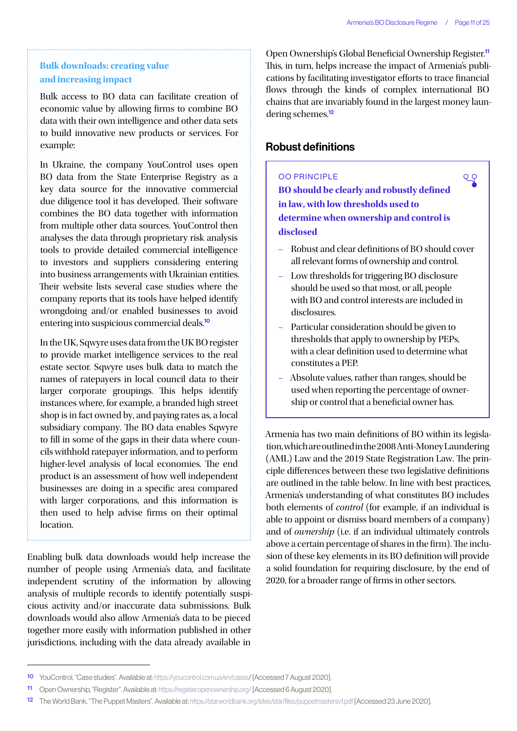### Bulk downloads: creating value and increasing impact

Bulk access to BO data can facilitate creation of economic value by allowing firms to combine BO data with their own intelligence and other data sets to build innovative new products or services. For example:

In Ukraine, the company YouControl uses open BO data from the State Enterprise Registry as a key data source for the innovative commercial due diligence tool it has developed. Their software combines the BO data together with information from multiple other data sources. YouControl then analyses the data through proprietary risk analysis tools to provide detailed commercial intelligence to investors and suppliers considering entering into business arrangements with Ukrainian entities. Their website lists several case studies where the company reports that its tools have helped identify wrongdoing and/or enabled businesses to avoid entering into suspicious commercial deals.[10]

In the UK, Sqwyre uses data from the UK BO register to provide market intelligence services to the real estate sector. Sqwyre uses bulk data to match the names of ratepayers in local council data to their larger corporate groupings. This helps identify instances where, for example, a branded high street shop is in fact owned by, and paying rates as, a local subsidiary company. The BO data enables Sqwyre to fill in some of the gaps in their data where councils withhold ratepayer information, and to perform higher-level analysis of local economies. The end product is an assessment of how well independent businesses are doing in a specific area compared with larger corporations, and this information is then used to help advise firms on their optimal location.

Enabling bulk data downloads would help increase the number of people using Armenia's data, and facilitate independent scrutiny of the information by allowing analysis of multiple records to identify potentially suspicious activity and/or inaccurate data submissions. Bulk downloads would also allow Armenia's data to be pieced together more easily with information published in other jurisdictions, including with the data already available in Open Ownership's Global Beneficial Ownership Register.[11] This, in turn, helps increase the impact of Armenia's publications by facilitating investigator efforts to trace financial flows through the kinds of complex international BO chains that are invariably found in the largest money laundering schemes.[12]

## Robust definitions

OO PRINCIPLE

**BO should be clearly and robustly defined in law, with low thresholds used to determine when ownership and control is disclosed**

- Robust and clear definitions of BO should cover all relevant forms of ownership and control.
- Low thresholds for triggering BO disclosure should be used so that most, or all, people with BO and control interests are included in disclosures.
- Particular consideration should be given to thresholds that apply to ownership by PEPs, with a clear definition used to determine what constitutes a PEP.
- Absolute values, rather than ranges, should be used when reporting the percentage of ownership or control that a beneficial owner has.

Armenia has two main definitions of BO within its legislation, which are outlined in the 2008 Anti-Money Laundering (AML) Law and the 2019 State Registration Law. The principle differences between these two legislative definitions are outlined in the table below. In line with best practices, Armenia's understanding of what constitutes BO includes both elements of *control* (for example, if an individual is able to appoint or dismiss board members of a company) and of *ownership* (i.e. if an individual ultimately controls above a certain percentage of shares in the firm). The inclusion of these key elements in its BO definition will provide a solid foundation for requiring disclosure, by the end of 2020, for a broader range of firms in other sectors.

---

[10] YouControl, "Case studies". Available at: https://youcontrol.com.ua/en/cases/ [Accessed 7 August 2020].

[11] Open Ownership, "Register". Available at: https://register.openownership.org/ [Accessed 6 August 2020].

[12] The World Bank, "The Puppet Masters". Available at: https://star.worldbank.org/sites/star/files/puppetmastersv1.pdf [Accessed 23 June 2020].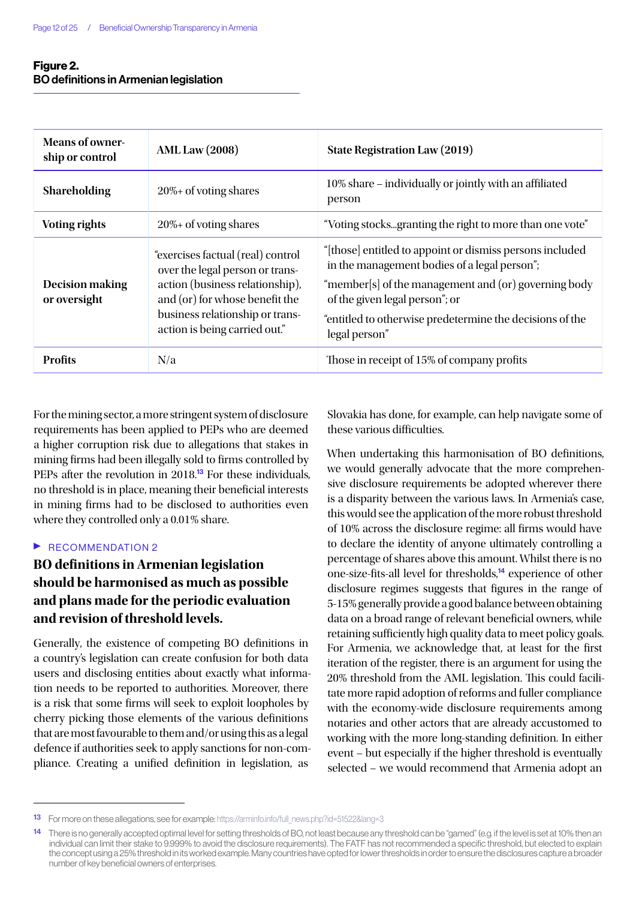**Figure 2.**
**BO definitions in Armenian legislation**

| Means of ownership or control | AML Law (2008) | State Registration Law (2019) |
|---|---|---|
| **Shareholding** | 20%+ of voting shares | 10% share – individually or jointly with an affiliated person |
| **Voting rights** | 20%+ of voting shares | "Voting stocks...granting the right to more than one vote" |
| **Decision making or oversight** | "exercises factual (real) control over the legal person or transaction (business relationship), and (or) for whose benefit the business relationship or transaction is being carried out." | "[those] entitled to appoint or dismiss persons included in the management bodies of a legal person"; "member[s] of the management and (or) governing body of the given legal person"; or "entitled to otherwise predetermine the decisions of the legal person" |
| **Profits** | N/a | Those in receipt of 15% of company profits |

For the mining sector, a more stringent system of disclosure requirements has been applied to PEPs who are deemed a higher corruption risk due to allegations that stakes in mining firms had been illegally sold to firms controlled by PEPs after the revolution in 2018.[13] For these individuals, no threshold is in place, meaning their beneficial interests in mining firms had to be disclosed to authorities even where they controlled only a 0.01% share.

▶ RECOMMENDATION 2

## BO definitions in Armenian legislation should be harmonised as much as possible and plans made for the periodic evaluation and revision of threshold levels.

Generally, the existence of competing BO definitions in a country's legislation can create confusion for both data users and disclosing entities about exactly what information needs to be reported to authorities. Moreover, there is a risk that some firms will seek to exploit loopholes by cherry picking those elements of the various definitions that are most favourable to them and/or using this as a legal defence if authorities seek to apply sanctions for non-compliance. Creating a unified definition in legislation, as Slovakia has done, for example, can help navigate some of these various difficulties.

When undertaking this harmonisation of BO definitions, we would generally advocate that the more comprehensive disclosure requirements be adopted wherever there is a disparity between the various laws. In Armenia's case, this would see the application of the more robust threshold of 10% across the disclosure regime: all firms would have to declare the identity of anyone ultimately controlling a percentage of shares above this amount. Whilst there is no one-size-fits-all level for thresholds,[14] experience of other disclosure regimes suggests that figures in the range of 5-15% generally provide a good balance between obtaining data on a broad range of relevant beneficial owners, while retaining sufficiently high quality data to meet policy goals. For Armenia, we acknowledge that, at least for the first iteration of the register, there is an argument for using the 20% threshold from the AML legislation. This could facilitate more rapid adoption of reforms and fuller compliance with the economy-wide disclosure requirements among notaries and other actors that are already accustomed to working with the more long-standing definition. In either event – but especially if the higher threshold is eventually selected – we would recommend that Armenia adopt an

---

[13] For more on these allegations, see for example: https://arminfo.info/full_news.php?id=51522&lang=3

[14] There is no generally accepted optimal level for setting thresholds of BO, not least because any threshold can be "gamed" (e.g. if the level is set at 10% then an individual can limit their stake to 9.999% to avoid the disclosure requirements). The FATF has not recommended a specific threshold, but elected to explain the concept using a 25% threshold in its worked example. Many countries have opted for lower thresholds in order to ensure the disclosures capture a broader number of key beneficial owners of enterprises.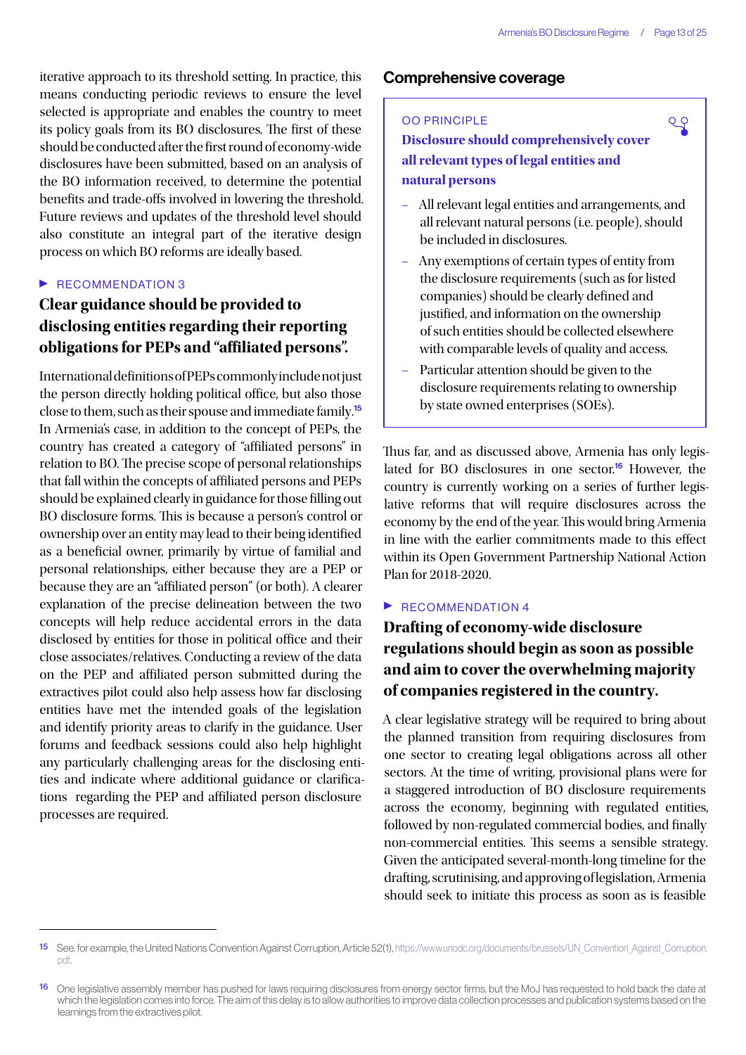iterative approach to its threshold setting. In practice, this means conducting periodic reviews to ensure the level selected is appropriate and enables the country to meet its policy goals from its BO disclosures. The first of these should be conducted after the first round of economy-wide disclosures have been submitted, based on an analysis of the BO information received, to determine the potential benefits and trade-offs involved in lowering the threshold. Future reviews and updates of the threshold level should also constitute an integral part of the iterative design process on which BO reforms are ideally based.

▶ RECOMMENDATION 3

### Clear guidance should be provided to disclosing entities regarding their reporting obligations for PEPs and "affiliated persons".

International definitions of PEPs commonly include not just the person directly holding political office, but also those close to them, such as their spouse and immediate family.[15] In Armenia's case, in addition to the concept of PEPs, the country has created a category of "affiliated persons" in relation to BO. The precise scope of personal relationships that fall within the concepts of affiliated persons and PEPs should be explained clearly in guidance for those filling out BO disclosure forms. This is because a person's control or ownership over an entity may lead to their being identified as a beneficial owner, primarily by virtue of familial and personal relationships, either because they are a PEP or because they are an "affiliated person" (or both). A clearer explanation of the precise delineation between the two concepts will help reduce accidental errors in the data disclosed by entities for those in political office and their close associates/relatives. Conducting a review of the data on the PEP and affiliated person submitted during the extractives pilot could also help assess how far disclosing entities have met the intended goals of the legislation and identify priority areas to clarify in the guidance. User forums and feedback sessions could also help highlight any particularly challenging areas for the disclosing entities and indicate where additional guidance or clarifications regarding the PEP and affiliated person disclosure processes are required.

## Comprehensive coverage

> OO PRINCIPLE
>
> **Disclosure should comprehensively cover all relevant types of legal entities and natural persons**
>
> - All relevant legal entities and arrangements, and all relevant natural persons (i.e. people), should be included in disclosures.
> - Any exemptions of certain types of entity from the disclosure requirements (such as for listed companies) should be clearly defined and justified, and information on the ownership of such entities should be collected elsewhere with comparable levels of quality and access.
> - Particular attention should be given to the disclosure requirements relating to ownership by state owned enterprises (SOEs).

Thus far, and as discussed above, Armenia has only legislated for BO disclosures in one sector.[16] However, the country is currently working on a series of further legislative reforms that will require disclosures across the economy by the end of the year. This would bring Armenia in line with the earlier commitments made to this effect within its Open Government Partnership National Action Plan for 2018-2020.

▶ RECOMMENDATION 4

### Drafting of economy-wide disclosure regulations should begin as soon as possible and aim to cover the overwhelming majority of companies registered in the country.

A clear legislative strategy will be required to bring about the planned transition from requiring disclosures from one sector to creating legal obligations across all other sectors. At the time of writing, provisional plans were for a staggered introduction of BO disclosure requirements across the economy, beginning with regulated entities, followed by non-regulated commercial bodies, and finally non-commercial entities. This seems a sensible strategy. Given the anticipated several-month-long timeline for the drafting, scrutinising, and approving of legislation, Armenia should seek to initiate this process as soon as is feasible

---

[15] See, for example, the United Nations Convention Against Corruption, Article 52(1), https://www.unodc.org/documents/brussels/UN_Convention_Against_Corruption.pdf.

[16] One legislative assembly member has pushed for laws requiring disclosures from energy sector firms, but the MoJ has requested to hold back the date at which the legislation comes into force. The aim of this delay is to allow authorities to improve data collection processes and publication systems based on the learnings from the extractives pilot.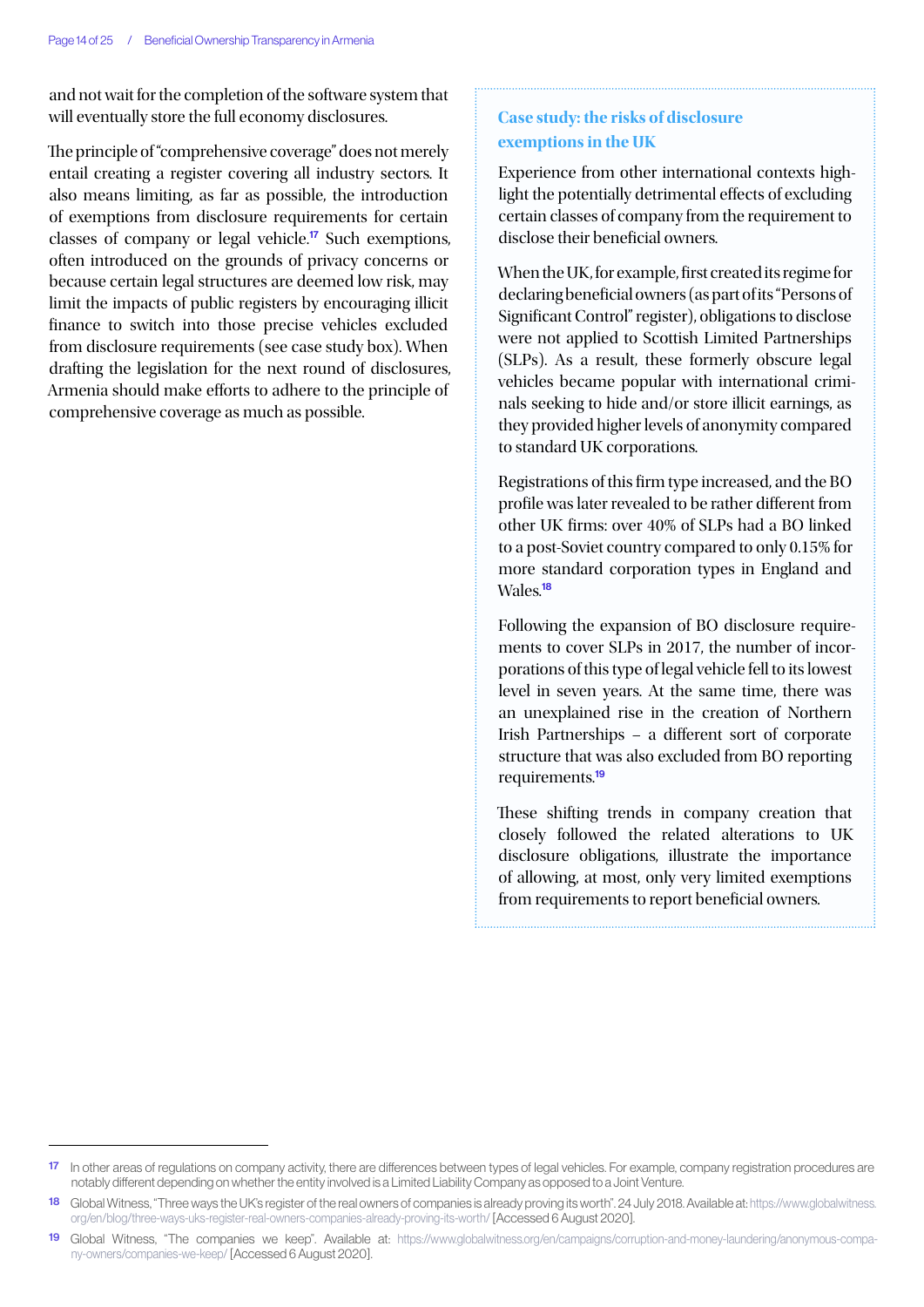and not wait for the completion of the software system that will eventually store the full economy disclosures.

The principle of "comprehensive coverage" does not merely entail creating a register covering all industry sectors. It also means limiting, as far as possible, the introduction of exemptions from disclosure requirements for certain classes of company or legal vehicle.[17] Such exemptions, often introduced on the grounds of privacy concerns or because certain legal structures are deemed low risk, may limit the impacts of public registers by encouraging illicit finance to switch into those precise vehicles excluded from disclosure requirements (see case study box). When drafting the legislation for the next round of disclosures, Armenia should make efforts to adhere to the principle of comprehensive coverage as much as possible.

### Case study: the risks of disclosure exemptions in the UK

Experience from other international contexts highlight the potentially detrimental effects of excluding certain classes of company from the requirement to disclose their beneficial owners.

When the UK, for example, first created its regime for declaring beneficial owners (as part of its "Persons of Significant Control" register), obligations to disclose were not applied to Scottish Limited Partnerships (SLPs). As a result, these formerly obscure legal vehicles became popular with international criminals seeking to hide and/or store illicit earnings, as they provided higher levels of anonymity compared to standard UK corporations.

Registrations of this firm type increased, and the BO profile was later revealed to be rather different from other UK firms: over 40% of SLPs had a BO linked to a post-Soviet country compared to only 0.15% for more standard corporation types in England and Wales.[18]

Following the expansion of BO disclosure requirements to cover SLPs in 2017, the number of incorporations of this type of legal vehicle fell to its lowest level in seven years. At the same time, there was an unexplained rise in the creation of Northern Irish Partnerships – a different sort of corporate structure that was also excluded from BO reporting requirements.[19]

These shifting trends in company creation that closely followed the related alterations to UK disclosure obligations, illustrate the importance of allowing, at most, only very limited exemptions from requirements to report beneficial owners.

---

[17] In other areas of regulations on company activity, there are differences between types of legal vehicles. For example, company registration procedures are notably different depending on whether the entity involved is a Limited Liability Company as opposed to a Joint Venture.

[18] Global Witness, "Three ways the UK's register of the real owners of companies is already proving its worth". 24 July 2018. Available at: https://www.globalwitness.org/en/blog/three-ways-uks-register-real-owners-companies-already-proving-its-worth/ [Accessed 6 August 2020].

[19] Global Witness, "The companies we keep". Available at: https://www.globalwitness.org/en/campaigns/corruption-and-money-laundering/anonymous-company-owners/companies-we-keep/ [Accessed 6 August 2020].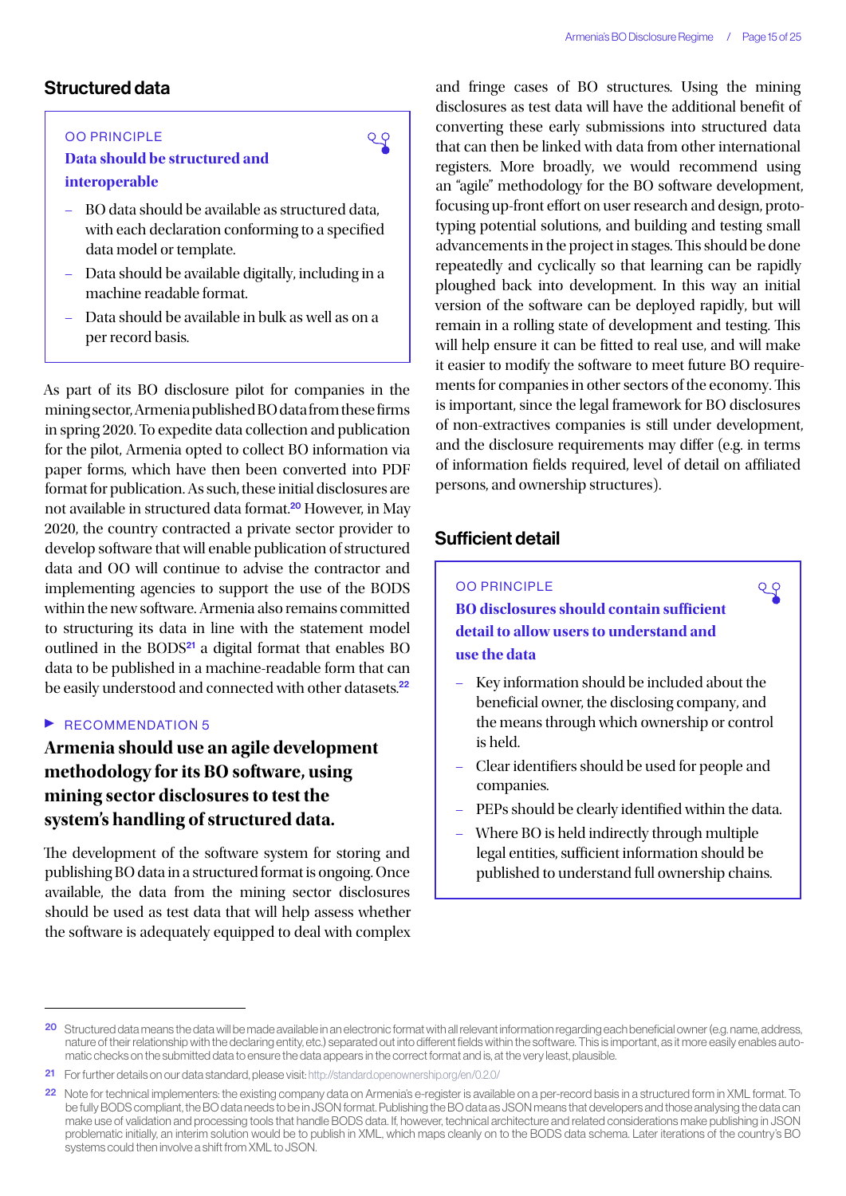## Structured data

OO PRINCIPLE

**Data should be structured and interoperable**

- BO data should be available as structured data, with each declaration conforming to a specified data model or template.
- Data should be available digitally, including in a machine readable format.
- Data should be available in bulk as well as on a per record basis.

As part of its BO disclosure pilot for companies in the mining sector, Armenia published BO data from these firms in spring 2020. To expedite data collection and publication for the pilot, Armenia opted to collect BO information via paper forms, which have then been converted into PDF format for publication. As such, these initial disclosures are not available in structured data format.[20] However, in May 2020, the country contracted a private sector provider to develop software that will enable publication of structured data and OO will continue to advise the contractor and implementing agencies to support the use of the BODS within the new software. Armenia also remains committed to structuring its data in line with the statement model outlined in the BODS[21] a digital format that enables BO data to be published in a machine-readable form that can be easily understood and connected with other datasets.[22]

RECOMMENDATION 5

**Armenia should use an agile development methodology for its BO software, using mining sector disclosures to test the system's handling of structured data.**

The development of the software system for storing and publishing BO data in a structured format is ongoing. Once available, the data from the mining sector disclosures should be used as test data that will help assess whether the software is adequately equipped to deal with complex and fringe cases of BO structures. Using the mining disclosures as test data will have the additional benefit of converting these early submissions into structured data that can then be linked with data from other international registers. More broadly, we would recommend using an "agile" methodology for the BO software development, focusing up-front effort on user research and design, prototyping potential solutions, and building and testing small advancements in the project in stages. This should be done repeatedly and cyclically so that learning can be rapidly ploughed back into development. In this way an initial version of the software can be deployed rapidly, but will remain in a rolling state of development and testing. This will help ensure it can be fitted to real use, and will make it easier to modify the software to meet future BO requirements for companies in other sectors of the economy. This is important, since the legal framework for BO disclosures of non-extractives companies is still under development, and the disclosure requirements may differ (e.g. in terms of information fields required, level of detail on affiliated persons, and ownership structures).

## Sufficient detail

OO PRINCIPLE

**BO disclosures should contain sufficient detail to allow users to understand and use the data**

- Key information should be included about the beneficial owner, the disclosing company, and the means through which ownership or control is held.
- Clear identifiers should be used for people and companies.
- PEPs should be clearly identified within the data.
- Where BO is held indirectly through multiple legal entities, sufficient information should be published to understand full ownership chains.

---

[20] Structured data means the data will be made available in an electronic format with all relevant information regarding each beneficial owner (e.g. name, address, nature of their relationship with the declaring entity, etc.) separated out into different fields within the software. This is important, as it more easily enables automatic checks on the submitted data to ensure the data appears in the correct format and is, at the very least, plausible.

[21] For further details on our data standard, please visit: http://standard.openownership.org/en/0.2.0/

[22] Note for technical implementers: the existing company data on Armenia's e-register is available on a per-record basis in a structured form in XML format. To be fully BODS compliant, the BO data needs to be in JSON format. Publishing the BO data as JSON means that developers and those analysing the data can make use of validation and processing tools that handle BODS data. If, however, technical architecture and related considerations make publishing in JSON problematic initially, an interim solution would be to publish in XML, which maps cleanly on to the BODS data schema. Later iterations of the country's BO systems could then involve a shift from XML to JSON.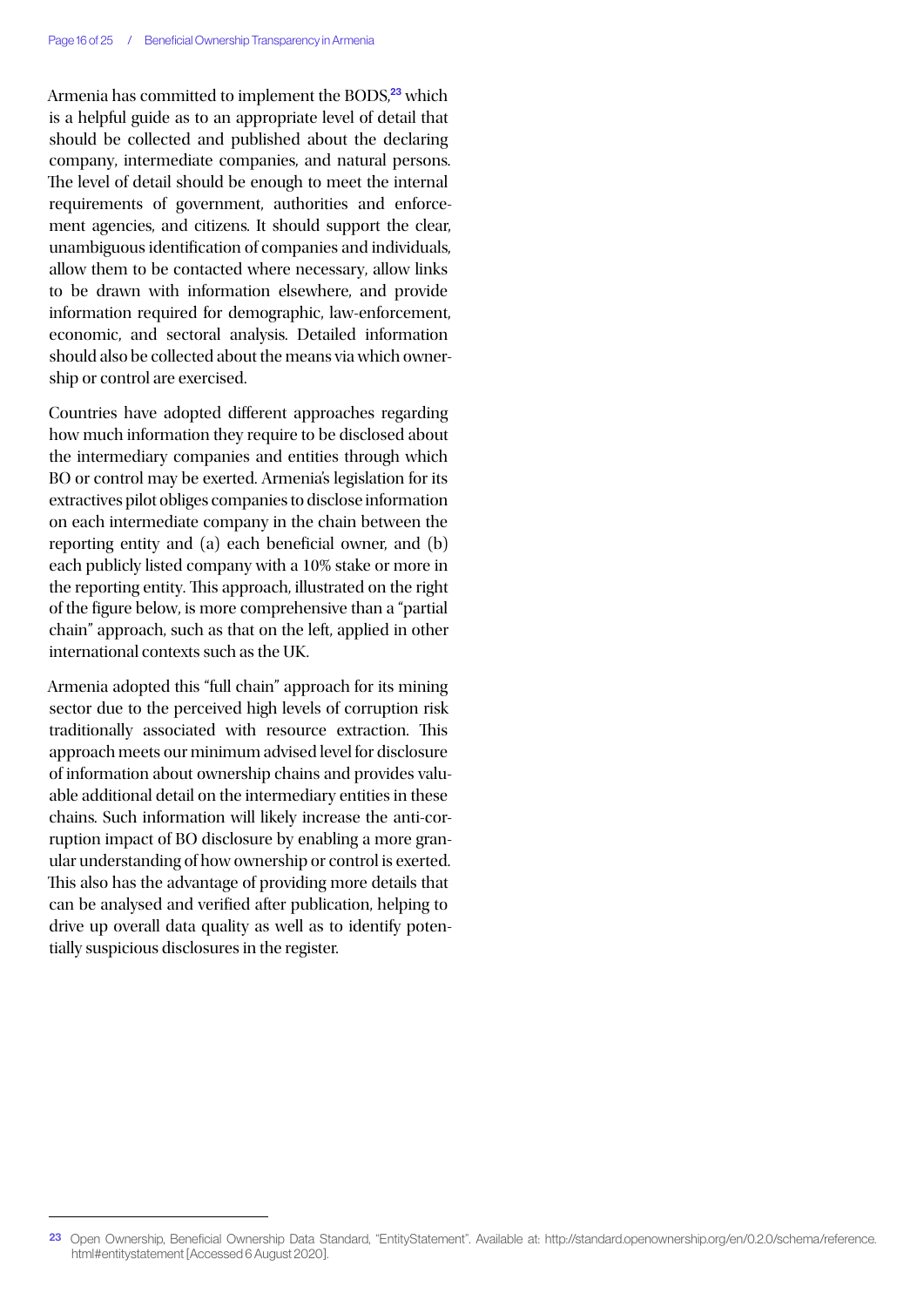Armenia has committed to implement the BODS,[23] which is a helpful guide as to an appropriate level of detail that should be collected and published about the declaring company, intermediate companies, and natural persons. The level of detail should be enough to meet the internal requirements of government, authorities and enforcement agencies, and citizens. It should support the clear, unambiguous identification of companies and individuals, allow them to be contacted where necessary, allow links to be drawn with information elsewhere, and provide information required for demographic, law-enforcement, economic, and sectoral analysis. Detailed information should also be collected about the means via which ownership or control are exercised.

Countries have adopted different approaches regarding how much information they require to be disclosed about the intermediary companies and entities through which BO or control may be exerted. Armenia's legislation for its extractives pilot obliges companies to disclose information on each intermediate company in the chain between the reporting entity and (a) each beneficial owner, and (b) each publicly listed company with a 10% stake or more in the reporting entity. This approach, illustrated on the right of the figure below, is more comprehensive than a "partial chain" approach, such as that on the left, applied in other international contexts such as the UK.

Armenia adopted this "full chain" approach for its mining sector due to the perceived high levels of corruption risk traditionally associated with resource extraction. This approach meets our minimum advised level for disclosure of information about ownership chains and provides valuable additional detail on the intermediary entities in these chains. Such information will likely increase the anti-corruption impact of BO disclosure by enabling a more granular understanding of how ownership or control is exerted. This also has the advantage of providing more details that can be analysed and verified after publication, helping to drive up overall data quality as well as to identify potentially suspicious disclosures in the register.

---

[23] Open Ownership, Beneficial Ownership Data Standard, "EntityStatement". Available at: http://standard.openownership.org/en/0.2.0/schema/reference.html#entitystatement [Accessed 6 August 2020].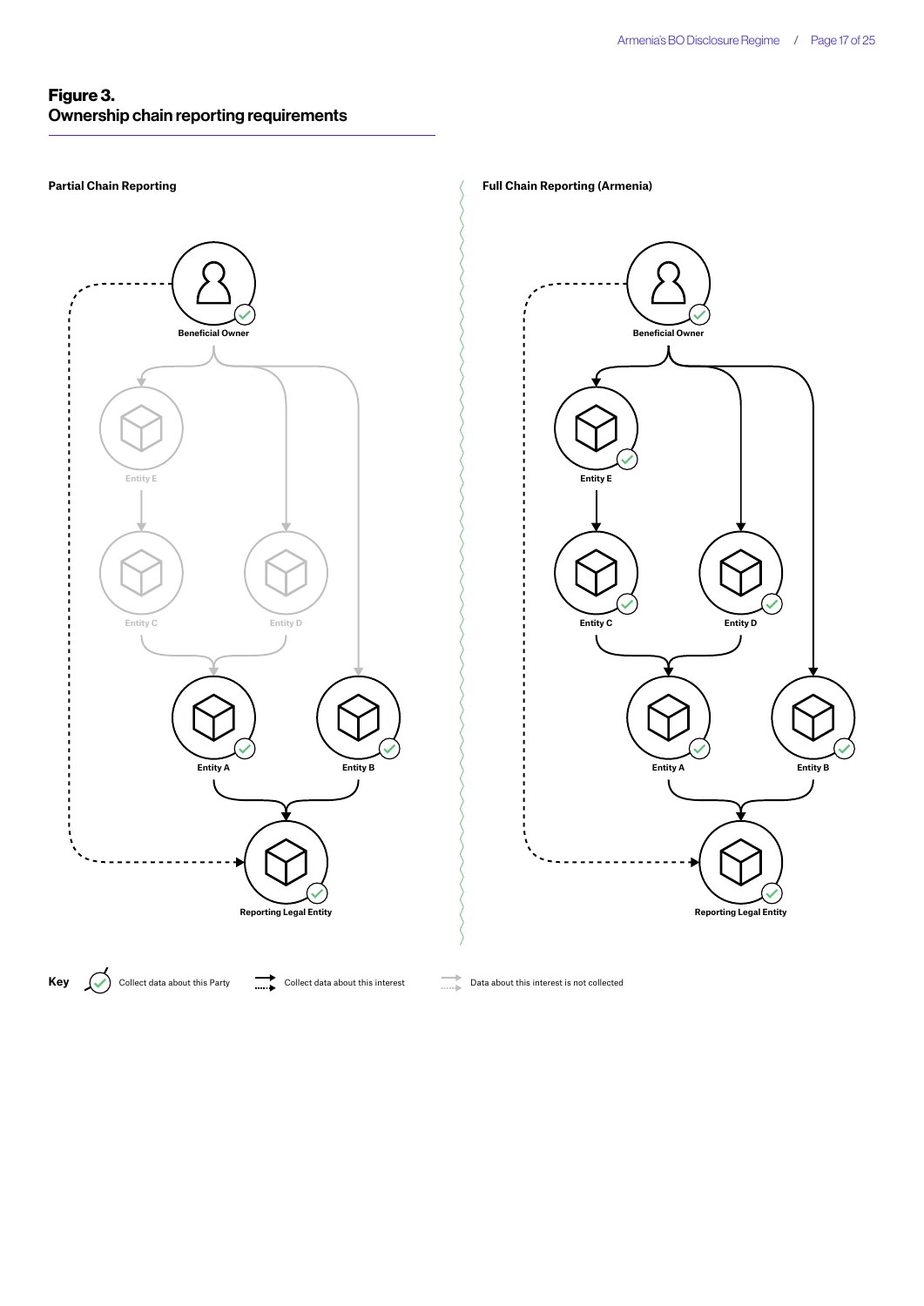**Figure 3.**
**Ownership chain reporting requirements**

**Partial Chain Reporting**

Beneficial Owner

Entity E

Entity C

Entity D

Entity A

Entity B

Reporting Legal Entity

**Full Chain Reporting (Armenia)**

Beneficial Owner

Entity E

Entity C

Entity D

Entity A

Entity B

Reporting Legal Entity

**Key**

Collect data about this Party

Collect data about this interest

Data about this interest is not collected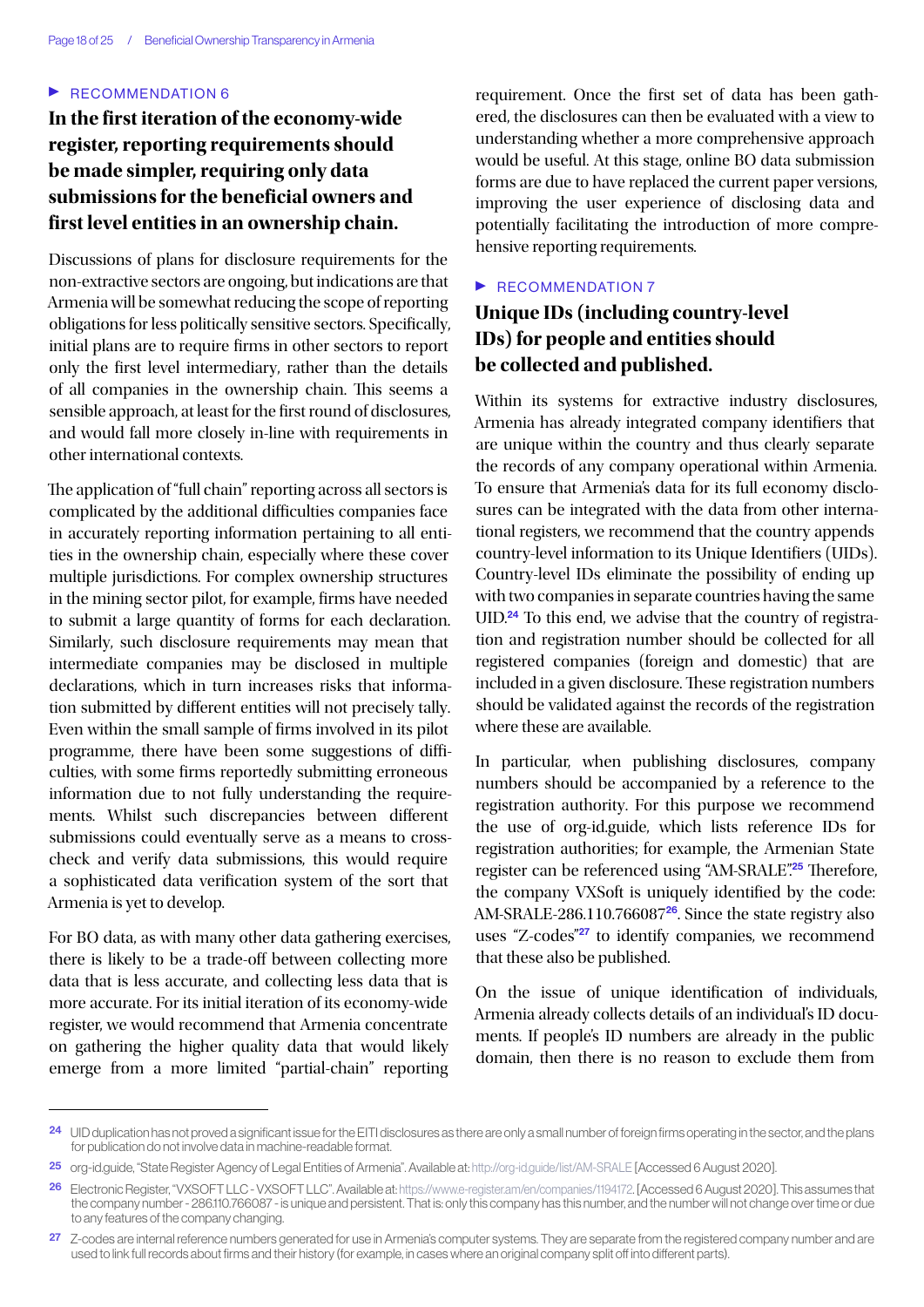▶ RECOMMENDATION 6

## In the first iteration of the economy-wide register, reporting requirements should be made simpler, requiring only data submissions for the beneficial owners and first level entities in an ownership chain.

Discussions of plans for disclosure requirements for the non-extractive sectors are ongoing, but indications are that Armenia will be somewhat reducing the scope of reporting obligations for less politically sensitive sectors. Specifically, initial plans are to require firms in other sectors to report only the first level intermediary, rather than the details of all companies in the ownership chain. This seems a sensible approach, at least for the first round of disclosures, and would fall more closely in-line with requirements in other international contexts.

The application of "full chain" reporting across all sectors is complicated by the additional difficulties companies face in accurately reporting information pertaining to all entities in the ownership chain, especially where these cover multiple jurisdictions. For complex ownership structures in the mining sector pilot, for example, firms have needed to submit a large quantity of forms for each declaration. Similarly, such disclosure requirements may mean that intermediate companies may be disclosed in multiple declarations, which in turn increases risks that information submitted by different entities will not precisely tally. Even within the small sample of firms involved in its pilot programme, there have been some suggestions of difficulties, with some firms reportedly submitting erroneous information due to not fully understanding the requirements. Whilst such discrepancies between different submissions could eventually serve as a means to cross-check and verify data submissions, this would require a sophisticated data verification system of the sort that Armenia is yet to develop.

For BO data, as with many other data gathering exercises, there is likely to be a trade-off between collecting more data that is less accurate, and collecting less data that is more accurate. For its initial iteration of its economy-wide register, we would recommend that Armenia concentrate on gathering the higher quality data that would likely emerge from a more limited "partial-chain" reporting requirement. Once the first set of data has been gathered, the disclosures can then be evaluated with a view to understanding whether a more comprehensive approach would be useful. At this stage, online BO data submission forms are due to have replaced the current paper versions, improving the user experience of disclosing data and potentially facilitating the introduction of more comprehensive reporting requirements.

▶ RECOMMENDATION 7

## Unique IDs (including country-level IDs) for people and entities should be collected and published.

Within its systems for extractive industry disclosures, Armenia has already integrated company identifiers that are unique within the country and thus clearly separate the records of any company operational within Armenia. To ensure that Armenia's data for its full economy disclosures can be integrated with the data from other international registers, we recommend that the country appends country-level information to its Unique Identifiers (UIDs). Country-level IDs eliminate the possibility of ending up with two companies in separate countries having the same UID.[24] To this end, we advise that the country of registration and registration number should be collected for all registered companies (foreign and domestic) that are included in a given disclosure. These registration numbers should be validated against the records of the registration where these are available.

In particular, when publishing disclosures, company numbers should be accompanied by a reference to the registration authority. For this purpose we recommend the use of org-id.guide, which lists reference IDs for registration authorities; for example, the Armenian State register can be referenced using "AM-SRALE".[25] Therefore, the company VXSoft is uniquely identified by the code: AM-SRALE-286.110.766087[26]. Since the state registry also uses "Z-codes"[27] to identify companies, we recommend that these also be published.

On the issue of unique identification of individuals, Armenia already collects details of an individual's ID documents. If people's ID numbers are already in the public domain, then there is no reason to exclude them from

---

[24] UID duplication has not proved a significant issue for the EITI disclosures as there are only a small number of foreign firms operating in the sector, and the plans for publication do not involve data in machine-readable format.

[25] org-id.guide, "State Register Agency of Legal Entities of Armenia". Available at: http://org-id.guide/list/AM-SRALE [Accessed 6 August 2020].

[26] Electronic Register, "VXSOFT LLC - VXSOFT LLC". Available at: https://www.e-register.am/en/companies/1194172. [Accessed 6 August 2020]. This assumes that the company number - 286.110.766087 - is unique and persistent. That is: only this company has this number, and the number will not change over time or due to any features of the company changing.

[27] Z-codes are internal reference numbers generated for use in Armenia's computer systems. They are separate from the registered company number and are used to link full records about firms and their history (for example, in cases where an original company split off into different parts).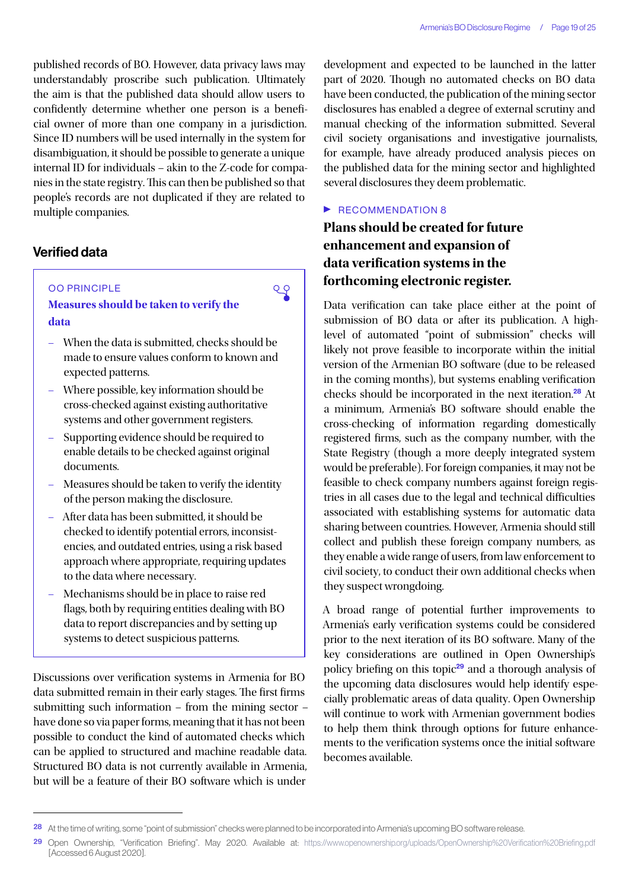published records of BO. However, data privacy laws may understandably proscribe such publication. Ultimately the aim is that the published data should allow users to confidently determine whether one person is a beneficial owner of more than one company in a jurisdiction. Since ID numbers will be used internally in the system for disambiguation, it should be possible to generate a unique internal ID for individuals – akin to the Z-code for companies in the state registry. This can then be published so that people's records are not duplicated if they are related to multiple companies.

## Verified data

> OO PRINCIPLE
>
> **Measures should be taken to verify the data**
>
> - When the data is submitted, checks should be made to ensure values conform to known and expected patterns.
> - Where possible, key information should be cross-checked against existing authoritative systems and other government registers.
> - Supporting evidence should be required to enable details to be checked against original documents.
> - Measures should be taken to verify the identity of the person making the disclosure.
> - After data has been submitted, it should be checked to identify potential errors, inconsistencies, and outdated entries, using a risk based approach where appropriate, requiring updates to the data where necessary.
> - Mechanisms should be in place to raise red flags, both by requiring entities dealing with BO data to report discrepancies and by setting up systems to detect suspicious patterns.

Discussions over verification systems in Armenia for BO data submitted remain in their early stages. The first firms submitting such information – from the mining sector – have done so via paper forms, meaning that it has not been possible to conduct the kind of automated checks which can be applied to structured and machine readable data. Structured BO data is not currently available in Armenia, but will be a feature of their BO software which is under development and expected to be launched in the latter part of 2020. Though no automated checks on BO data have been conducted, the publication of the mining sector disclosures has enabled a degree of external scrutiny and manual checking of the information submitted. Several civil society organisations and investigative journalists, for example, have already produced analysis pieces on the published data for the mining sector and highlighted several disclosures they deem problematic.

RECOMMENDATION 8

### Plans should be created for future enhancement and expansion of data verification systems in the forthcoming electronic register.

Data verification can take place either at the point of submission of BO data or after its publication. A high-level of automated "point of submission" checks will likely not prove feasible to incorporate within the initial version of the Armenian BO software (due to be released in the coming months), but systems enabling verification checks should be incorporated in the next iteration.[28] At a minimum, Armenia's BO software should enable the cross-checking of information regarding domestically registered firms, such as the company number, with the State Registry (though a more deeply integrated system would be preferable). For foreign companies, it may not be feasible to check company numbers against foreign registries in all cases due to the legal and technical difficulties associated with establishing systems for automatic data sharing between countries. However, Armenia should still collect and publish these foreign company numbers, as they enable a wide range of users, from law enforcement to civil society, to conduct their own additional checks when they suspect wrongdoing.

A broad range of potential further improvements to Armenia's early verification systems could be considered prior to the next iteration of its BO software. Many of the key considerations are outlined in Open Ownership's policy briefing on this topic[29] and a thorough analysis of the upcoming data disclosures would help identify especially problematic areas of data quality. Open Ownership will continue to work with Armenian government bodies to help them think through options for future enhancements to the verification systems once the initial software becomes available.

---

[28] At the time of writing, some "point of submission" checks were planned to be incorporated into Armenia's upcoming BO software release.

[29] Open Ownership, "Verification Briefing". May 2020. Available at: https://www.openownership.org/uploads/OpenOwnership%20Verification%20Briefing.pdf [Accessed 6 August 2020].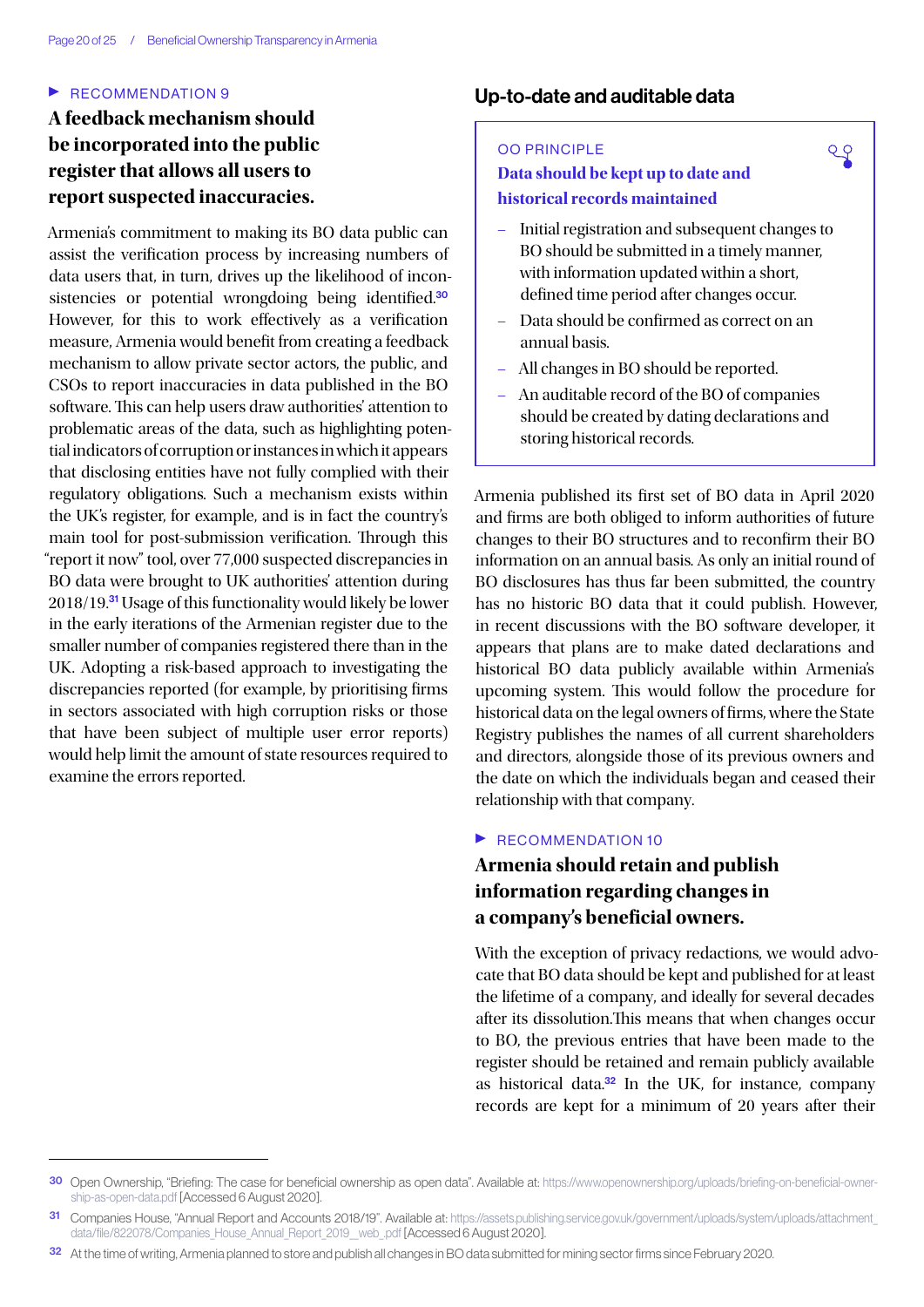▶ RECOMMENDATION 9

### A feedback mechanism should be incorporated into the public register that allows all users to report suspected inaccuracies.

Armenia's commitment to making its BO data public can assist the verification process by increasing numbers of data users that, in turn, drives up the likelihood of inconsistencies or potential wrongdoing being identified.[30] However, for this to work effectively as a verification measure, Armenia would benefit from creating a feedback mechanism to allow private sector actors, the public, and CSOs to report inaccuracies in data published in the BO software. This can help users draw authorities' attention to problematic areas of the data, such as highlighting potential indicators of corruption or instances in which it appears that disclosing entities have not fully complied with their regulatory obligations. Such a mechanism exists within the UK's register, for example, and is in fact the country's main tool for post-submission verification. Through this "report it now" tool, over 77,000 suspected discrepancies in BO data were brought to UK authorities' attention during 2018/19.[31] Usage of this functionality would likely be lower in the early iterations of the Armenian register due to the smaller number of companies registered there than in the UK. Adopting a risk-based approach to investigating the discrepancies reported (for example, by prioritising firms in sectors associated with high corruption risks or those that have been subject of multiple user error reports) would help limit the amount of state resources required to examine the errors reported.

## Up-to-date and auditable data

> OO PRINCIPLE
>
> **Data should be kept up to date and historical records maintained**
>
> - Initial registration and subsequent changes to BO should be submitted in a timely manner, with information updated within a short, defined time period after changes occur.
> - Data should be confirmed as correct on an annual basis.
> - All changes in BO should be reported.
> - An auditable record of the BO of companies should be created by dating declarations and storing historical records.

Armenia published its first set of BO data in April 2020 and firms are both obliged to inform authorities of future changes to their BO structures and to reconfirm their BO information on an annual basis. As only an initial round of BO disclosures has thus far been submitted, the country has no historic BO data that it could publish. However, in recent discussions with the BO software developer, it appears that plans are to make dated declarations and historical BO data publicly available within Armenia's upcoming system. This would follow the procedure for historical data on the legal owners of firms, where the State Registry publishes the names of all current shareholders and directors, alongside those of its previous owners and the date on which the individuals began and ceased their relationship with that company.

▶ RECOMMENDATION 10

### Armenia should retain and publish information regarding changes in a company's beneficial owners.

With the exception of privacy redactions, we would advocate that BO data should be kept and published for at least the lifetime of a company, and ideally for several decades after its dissolution.This means that when changes occur to BO, the previous entries that have been made to the register should be retained and remain publicly available as historical data.[32] In the UK, for instance, company records are kept for a minimum of 20 years after their

---

[30] Open Ownership, "Briefing: The case for beneficial ownership as open data". Available at: https://www.openownership.org/uploads/briefing-on-beneficial-ownership-as-open-data.pdf [Accessed 6 August 2020].

[31] Companies House, "Annual Report and Accounts 2018/19". Available at: https://assets.publishing.service.gov.uk/government/uploads/system/uploads/attachment_data/file/822078/Companies_House_Annual_Report_2019__web_.pdf [Accessed 6 August 2020].

[32] At the time of writing, Armenia planned to store and publish all changes in BO data submitted for mining sector firms since February 2020.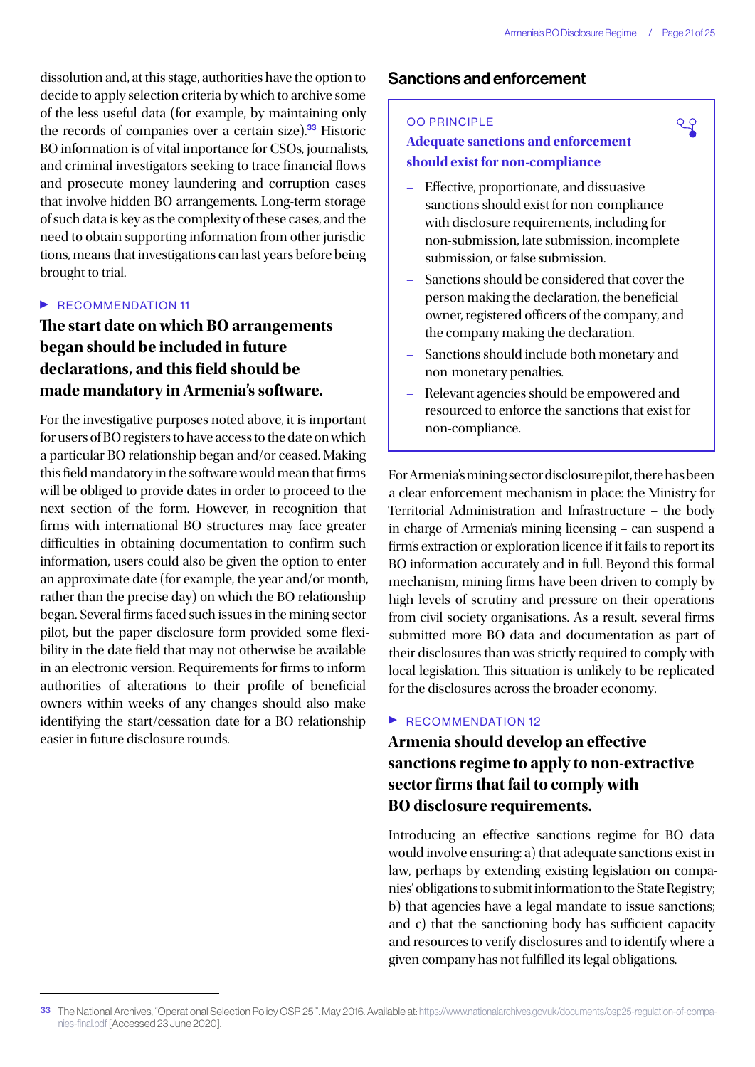dissolution and, at this stage, authorities have the option to decide to apply selection criteria by which to archive some of the less useful data (for example, by maintaining only the records of companies over a certain size).[33] Historic BO information is of vital importance for CSOs, journalists, and criminal investigators seeking to trace financial flows and prosecute money laundering and corruption cases that involve hidden BO arrangements. Long-term storage of such data is key as the complexity of these cases, and the need to obtain supporting information from other jurisdictions, means that investigations can last years before being brought to trial.

▶ RECOMMENDATION 11

### The start date on which BO arrangements began should be included in future declarations, and this field should be made mandatory in Armenia's software.

For the investigative purposes noted above, it is important for users of BO registers to have access to the date on which a particular BO relationship began and/or ceased. Making this field mandatory in the software would mean that firms will be obliged to provide dates in order to proceed to the next section of the form. However, in recognition that firms with international BO structures may face greater difficulties in obtaining documentation to confirm such information, users could also be given the option to enter an approximate date (for example, the year and/or month, rather than the precise day) on which the BO relationship began. Several firms faced such issues in the mining sector pilot, but the paper disclosure form provided some flexibility in the date field that may not otherwise be available in an electronic version. Requirements for firms to inform authorities of alterations to their profile of beneficial owners within weeks of any changes should also make identifying the start/cessation date for a BO relationship easier in future disclosure rounds.

## Sanctions and enforcement

> OO PRINCIPLE
>
> **Adequate sanctions and enforcement should exist for non-compliance**
>
> - Effective, proportionate, and dissuasive sanctions should exist for non-compliance with disclosure requirements, including for non-submission, late submission, incomplete submission, or false submission.
> - Sanctions should be considered that cover the person making the declaration, the beneficial owner, registered officers of the company, and the company making the declaration.
> - Sanctions should include both monetary and non-monetary penalties.
> - Relevant agencies should be empowered and resourced to enforce the sanctions that exist for non-compliance.

For Armenia's mining sector disclosure pilot, there has been a clear enforcement mechanism in place: the Ministry for Territorial Administration and Infrastructure – the body in charge of Armenia's mining licensing – can suspend a firm's extraction or exploration licence if it fails to report its BO information accurately and in full. Beyond this formal mechanism, mining firms have been driven to comply by high levels of scrutiny and pressure on their operations from civil society organisations. As a result, several firms submitted more BO data and documentation as part of their disclosures than was strictly required to comply with local legislation. This situation is unlikely to be replicated for the disclosures across the broader economy.

▶ RECOMMENDATION 12

### Armenia should develop an effective sanctions regime to apply to non-extractive sector firms that fail to comply with BO disclosure requirements.

Introducing an effective sanctions regime for BO data would involve ensuring: a) that adequate sanctions exist in law, perhaps by extending existing legislation on companies' obligations to submit information to the State Registry; b) that agencies have a legal mandate to issue sanctions; and c) that the sanctioning body has sufficient capacity and resources to verify disclosures and to identify where a given company has not fulfilled its legal obligations.

---

[33] The National Archives, "Operational Selection Policy OSP 25". May 2016. Available at: https://www.nationalarchives.gov.uk/documents/osp25-regulation-of-companies-final.pdf [Accessed 23 June 2020].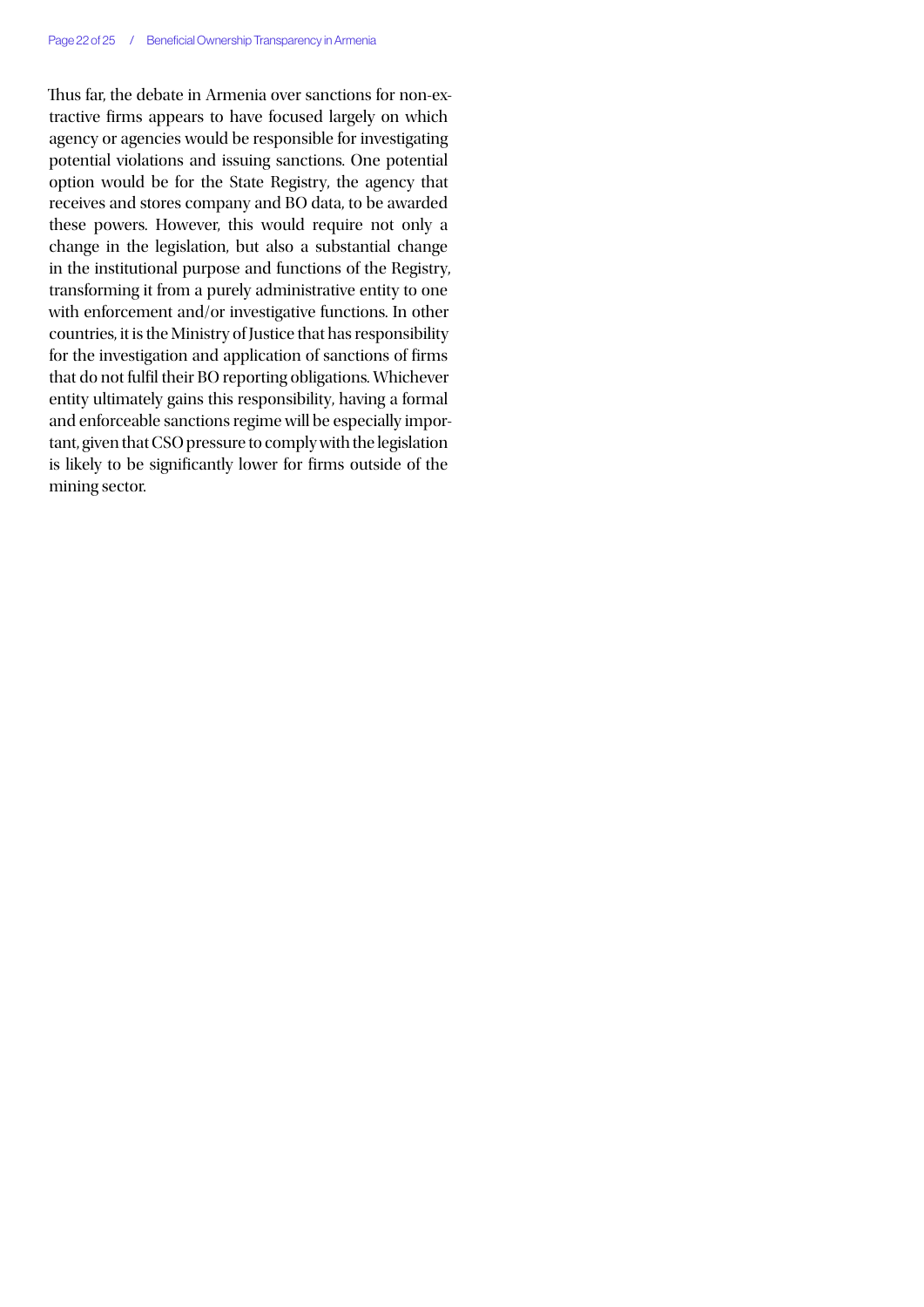Thus far, the debate in Armenia over sanctions for non-extractive firms appears to have focused largely on which agency or agencies would be responsible for investigating potential violations and issuing sanctions. One potential option would be for the State Registry, the agency that receives and stores company and BO data, to be awarded these powers. However, this would require not only a change in the legislation, but also a substantial change in the institutional purpose and functions of the Registry, transforming it from a purely administrative entity to one with enforcement and/or investigative functions. In other countries, it is the Ministry of Justice that has responsibility for the investigation and application of sanctions of firms that do not fulfil their BO reporting obligations. Whichever entity ultimately gains this responsibility, having a formal and enforceable sanctions regime will be especially important, given that CSO pressure to comply with the legislation is likely to be significantly lower for firms outside of the mining sector.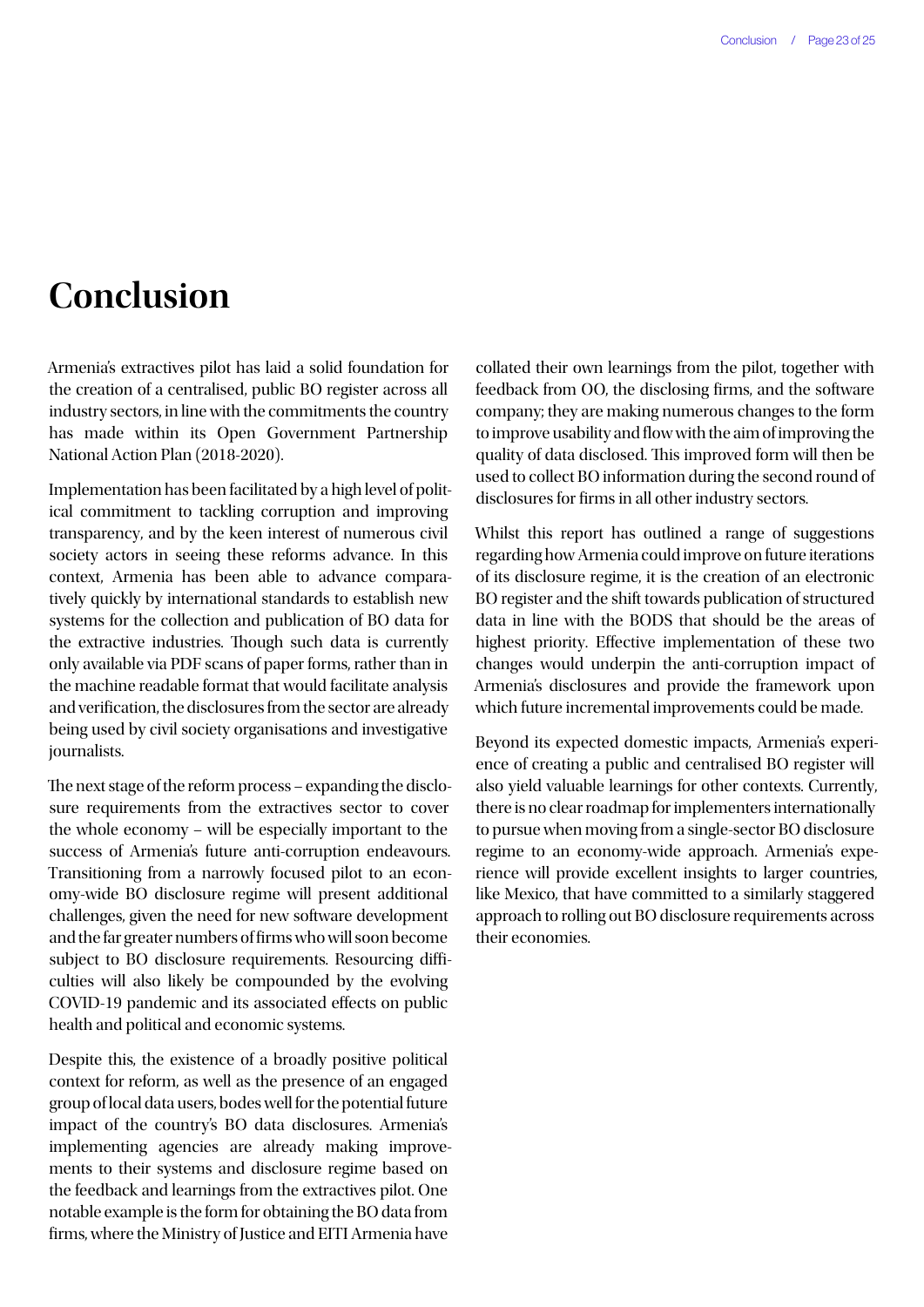# Conclusion

Armenia's extractives pilot has laid a solid foundation for the creation of a centralised, public BO register across all industry sectors, in line with the commitments the country has made within its Open Government Partnership National Action Plan (2018-2020).

Implementation has been facilitated by a high level of political commitment to tackling corruption and improving transparency, and by the keen interest of numerous civil society actors in seeing these reforms advance. In this context, Armenia has been able to advance comparatively quickly by international standards to establish new systems for the collection and publication of BO data for the extractive industries. Though such data is currently only available via PDF scans of paper forms, rather than in the machine readable format that would facilitate analysis and verification, the disclosures from the sector are already being used by civil society organisations and investigative journalists.

The next stage of the reform process – expanding the disclosure requirements from the extractives sector to cover the whole economy – will be especially important to the success of Armenia's future anti-corruption endeavours. Transitioning from a narrowly focused pilot to an economy-wide BO disclosure regime will present additional challenges, given the need for new software development and the far greater numbers of firms who will soon become subject to BO disclosure requirements. Resourcing difficulties will also likely be compounded by the evolving COVID-19 pandemic and its associated effects on public health and political and economic systems.

Despite this, the existence of a broadly positive political context for reform, as well as the presence of an engaged group of local data users, bodes well for the potential future impact of the country's BO data disclosures. Armenia's implementing agencies are already making improvements to their systems and disclosure regime based on the feedback and learnings from the extractives pilot. One notable example is the form for obtaining the BO data from firms, where the Ministry of Justice and EITI Armenia have collated their own learnings from the pilot, together with feedback from OO, the disclosing firms, and the software company; they are making numerous changes to the form to improve usability and flow with the aim of improving the quality of data disclosed. This improved form will then be used to collect BO information during the second round of disclosures for firms in all other industry sectors.

Whilst this report has outlined a range of suggestions regarding how Armenia could improve on future iterations of its disclosure regime, it is the creation of an electronic BO register and the shift towards publication of structured data in line with the BODS that should be the areas of highest priority. Effective implementation of these two changes would underpin the anti-corruption impact of Armenia's disclosures and provide the framework upon which future incremental improvements could be made.

Beyond its expected domestic impacts, Armenia's experience of creating a public and centralised BO register will also yield valuable learnings for other contexts. Currently, there is no clear roadmap for implementers internationally to pursue when moving from a single-sector BO disclosure regime to an economy-wide approach. Armenia's experience will provide excellent insights to larger countries, like Mexico, that have committed to a similarly staggered approach to rolling out BO disclosure requirements across their economies.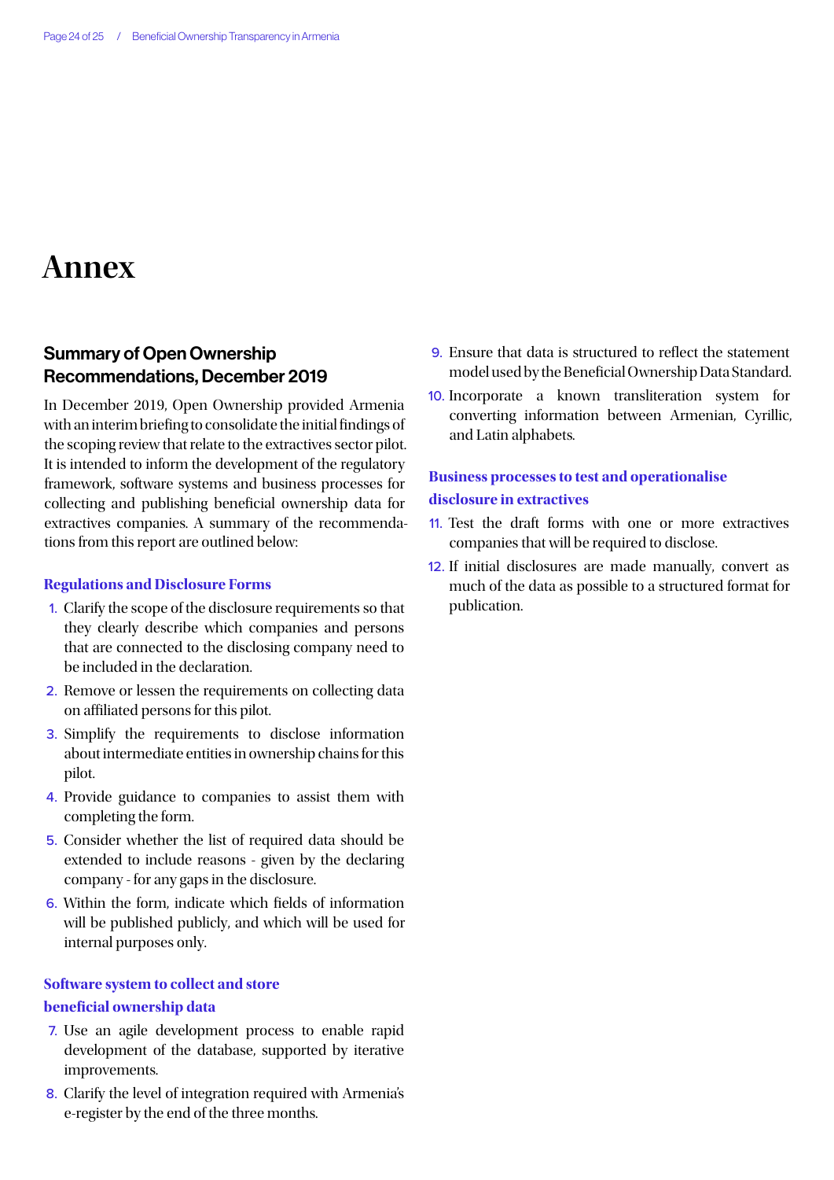# Annex

## Summary of Open Ownership Recommendations, December 2019

In December 2019, Open Ownership provided Armenia with an interim briefing to consolidate the initial findings of the scoping review that relate to the extractives sector pilot. It is intended to inform the development of the regulatory framework, software systems and business processes for collecting and publishing beneficial ownership data for extractives companies. A summary of the recommendations from this report are outlined below:

### Regulations and Disclosure Forms

1. Clarify the scope of the disclosure requirements so that they clearly describe which companies and persons that are connected to the disclosing company need to be included in the declaration.
2. Remove or lessen the requirements on collecting data on affiliated persons for this pilot.
3. Simplify the requirements to disclose information about intermediate entities in ownership chains for this pilot.
4. Provide guidance to companies to assist them with completing the form.
5. Consider whether the list of required data should be extended to include reasons - given by the declaring company - for any gaps in the disclosure.
6. Within the form, indicate which fields of information will be published publicly, and which will be used for internal purposes only.

### Software system to collect and store beneficial ownership data

7. Use an agile development process to enable rapid development of the database, supported by iterative improvements.
8. Clarify the level of integration required with Armenia's e-register by the end of the three months.
9. Ensure that data is structured to reflect the statement model used by the Beneficial Ownership Data Standard.
10. Incorporate a known transliteration system for converting information between Armenian, Cyrillic, and Latin alphabets.

### Business processes to test and operationalise disclosure in extractives

11. Test the draft forms with one or more extractives companies that will be required to disclose.
12. If initial disclosures are made manually, convert as much of the data as possible to a structured format for publication.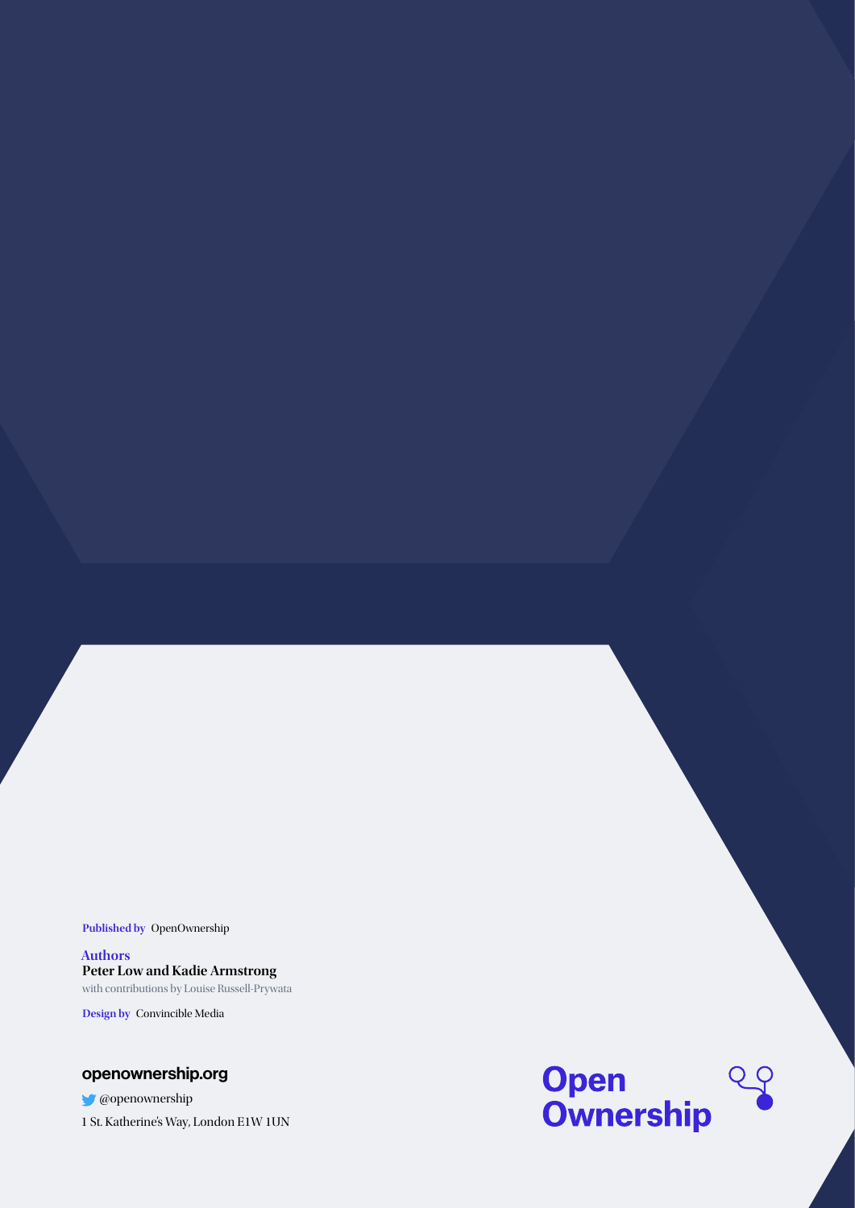**Published by** OpenOwnership

**Authors**
**Peter Low and Kadie Armstrong**
with contributions by Louise Russell-Prywata

**Design by** Convincible Media

**openownership.org**

@openownership

1 St. Katherine's Way, London E1W 1UN

Open Ownership